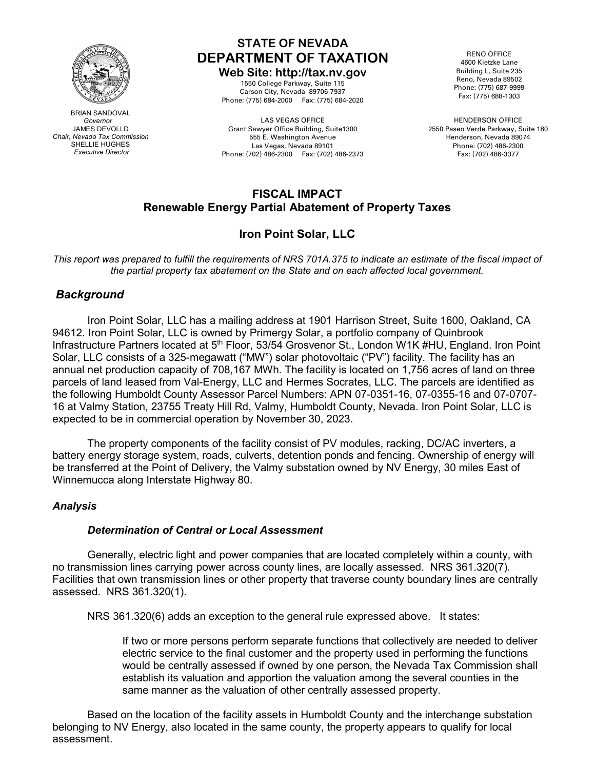# STATE OF NEVADA
## DEPARTMENT OF TAXATION

**Web Site: http://tax.nv.gov**

1550 College Parkway, Suite 115
Carson City, Nevada 89706-7937
Phone: (775) 684-2000 Fax: (775) 684-2020

BRIAN SANDOVAL
*Governor*
JAMES DEVOLLD
*Chair, Nevada Tax Commission*
SHELLIE HUGHES
*Executive Director*

RENO OFFICE
4600 Kietzke Lane
Building L, Suite 235
Reno, Nevada 89502
Phone: (775) 687-9999
Fax: (775) 688-1303

LAS VEGAS OFFICE
Grant Sawyer Office Building, Suite1300
555 E. Washington Avenue
Las Vegas, Nevada 89101
Phone: (702) 486-2300 Fax: (702) 486-2373

HENDERSON OFFICE
2550 Paseo Verde Parkway, Suite 180
Henderson, Nevada 89074
Phone: (702) 486-2300
Fax: (702) 486-3377

## FISCAL IMPACT
### Renewable Energy Partial Abatement of Property Taxes

### Iron Point Solar, LLC

*This report was prepared to fulfill the requirements of NRS 701A.375 to indicate an estimate of the fiscal impact of the partial property tax abatement on the State and on each affected local government.*

## *Background*

Iron Point Solar, LLC has a mailing address at 1901 Harrison Street, Suite 1600, Oakland, CA 94612. Iron Point Solar, LLC is owned by Primergy Solar, a portfolio company of Quinbrook Infrastructure Partners located at 5th Floor, 53/54 Grosvenor St., London W1K #HU, England. Iron Point Solar, LLC consists of a 325-megawatt ("MW") solar photovoltaic ("PV") facility. The facility has an annual net production capacity of 708,167 MWh. The facility is located on 1,756 acres of land on three parcels of land leased from Val-Energy, LLC and Hermes Socrates, LLC. The parcels are identified as the following Humboldt County Assessor Parcel Numbers: APN 07-0351-16, 07-0355-16 and 07-0707-16 at Valmy Station, 23755 Treaty Hill Rd, Valmy, Humboldt County, Nevada. Iron Point Solar, LLC is expected to be in commercial operation by November 30, 2023.

The property components of the facility consist of PV modules, racking, DC/AC inverters, a battery energy storage system, roads, culverts, detention ponds and fencing. Ownership of energy will be transferred at the Point of Delivery, the Valmy substation owned by NV Energy, 30 miles East of Winnemucca along Interstate Highway 80.

### *Analysis*

#### *Determination of Central or Local Assessment*

Generally, electric light and power companies that are located completely within a county, with no transmission lines carrying power across county lines, are locally assessed. NRS 361.320(7). Facilities that own transmission lines or other property that traverse county boundary lines are centrally assessed. NRS 361.320(1).

NRS 361.320(6) adds an exception to the general rule expressed above. It states:

> If two or more persons perform separate functions that collectively are needed to deliver electric service to the final customer and the property used in performing the functions would be centrally assessed if owned by one person, the Nevada Tax Commission shall establish its valuation and apportion the valuation among the several counties in the same manner as the valuation of other centrally assessed property.

Based on the location of the facility assets in Humboldt County and the interchange substation belonging to NV Energy, also located in the same county, the property appears to qualify for local assessment.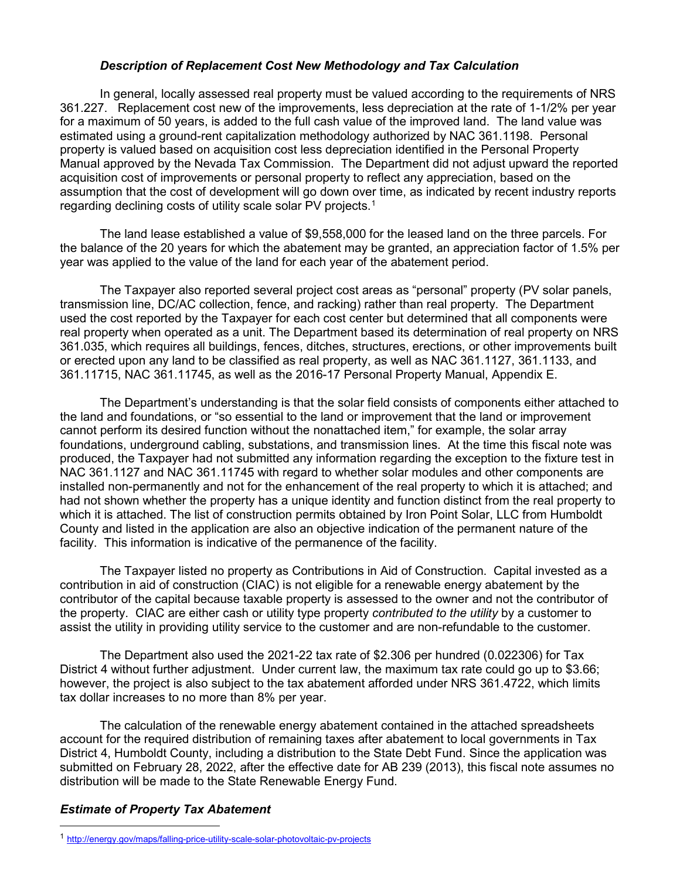### *Description of Replacement Cost New Methodology and Tax Calculation*

In general, locally assessed real property must be valued according to the requirements of NRS 361.227. Replacement cost new of the improvements, less depreciation at the rate of 1-1/2% per year for a maximum of 50 years, is added to the full cash value of the improved land. The land value was estimated using a ground-rent capitalization methodology authorized by NAC 361.1198. Personal property is valued based on acquisition cost less depreciation identified in the Personal Property Manual approved by the Nevada Tax Commission. The Department did not adjust upward the reported acquisition cost of improvements or personal property to reflect any appreciation, based on the assumption that the cost of development will go down over time, as indicated by recent industry reports regarding declining costs of utility scale solar PV projects.[1]

The land lease established a value of $9,558,000 for the leased land on the three parcels. For the balance of the 20 years for which the abatement may be granted, an appreciation factor of 1.5% per year was applied to the value of the land for each year of the abatement period.

The Taxpayer also reported several project cost areas as "personal" property (PV solar panels, transmission line, DC/AC collection, fence, and racking) rather than real property. The Department used the cost reported by the Taxpayer for each cost center but determined that all components were real property when operated as a unit. The Department based its determination of real property on NRS 361.035, which requires all buildings, fences, ditches, structures, erections, or other improvements built or erected upon any land to be classified as real property, as well as NAC 361.1127, 361.1133, and 361.11715, NAC 361.11745, as well as the 2016-17 Personal Property Manual, Appendix E.

The Department's understanding is that the solar field consists of components either attached to the land and foundations, or "so essential to the land or improvement that the land or improvement cannot perform its desired function without the nonattached item," for example, the solar array foundations, underground cabling, substations, and transmission lines. At the time this fiscal note was produced, the Taxpayer had not submitted any information regarding the exception to the fixture test in NAC 361.1127 and NAC 361.11745 with regard to whether solar modules and other components are installed non-permanently and not for the enhancement of the real property to which it is attached; and had not shown whether the property has a unique identity and function distinct from the real property to which it is attached. The list of construction permits obtained by Iron Point Solar, LLC from Humboldt County and listed in the application are also an objective indication of the permanent nature of the facility. This information is indicative of the permanence of the facility.

The Taxpayer listed no property as Contributions in Aid of Construction. Capital invested as a contribution in aid of construction (CIAC) is not eligible for a renewable energy abatement by the contributor of the capital because taxable property is assessed to the owner and not the contributor of the property. CIAC are either cash or utility type property *contributed to the utility* by a customer to assist the utility in providing utility service to the customer and are non-refundable to the customer.

The Department also used the 2021-22 tax rate of $2.306 per hundred (0.022306) for Tax District 4 without further adjustment. Under current law, the maximum tax rate could go up to $3.66; however, the project is also subject to the tax abatement afforded under NRS 361.4722, which limits tax dollar increases to no more than 8% per year.

The calculation of the renewable energy abatement contained in the attached spreadsheets account for the required distribution of remaining taxes after abatement to local governments in Tax District 4, Humboldt County, including a distribution to the State Debt Fund. Since the application was submitted on February 28, 2022, after the effective date for AB 239 (2013), this fiscal note assumes no distribution will be made to the State Renewable Energy Fund.

### *Estimate of Property Tax Abatement*

---

[1] http://energy.gov/maps/falling-price-utility-scale-solar-photovoltaic-pv-projects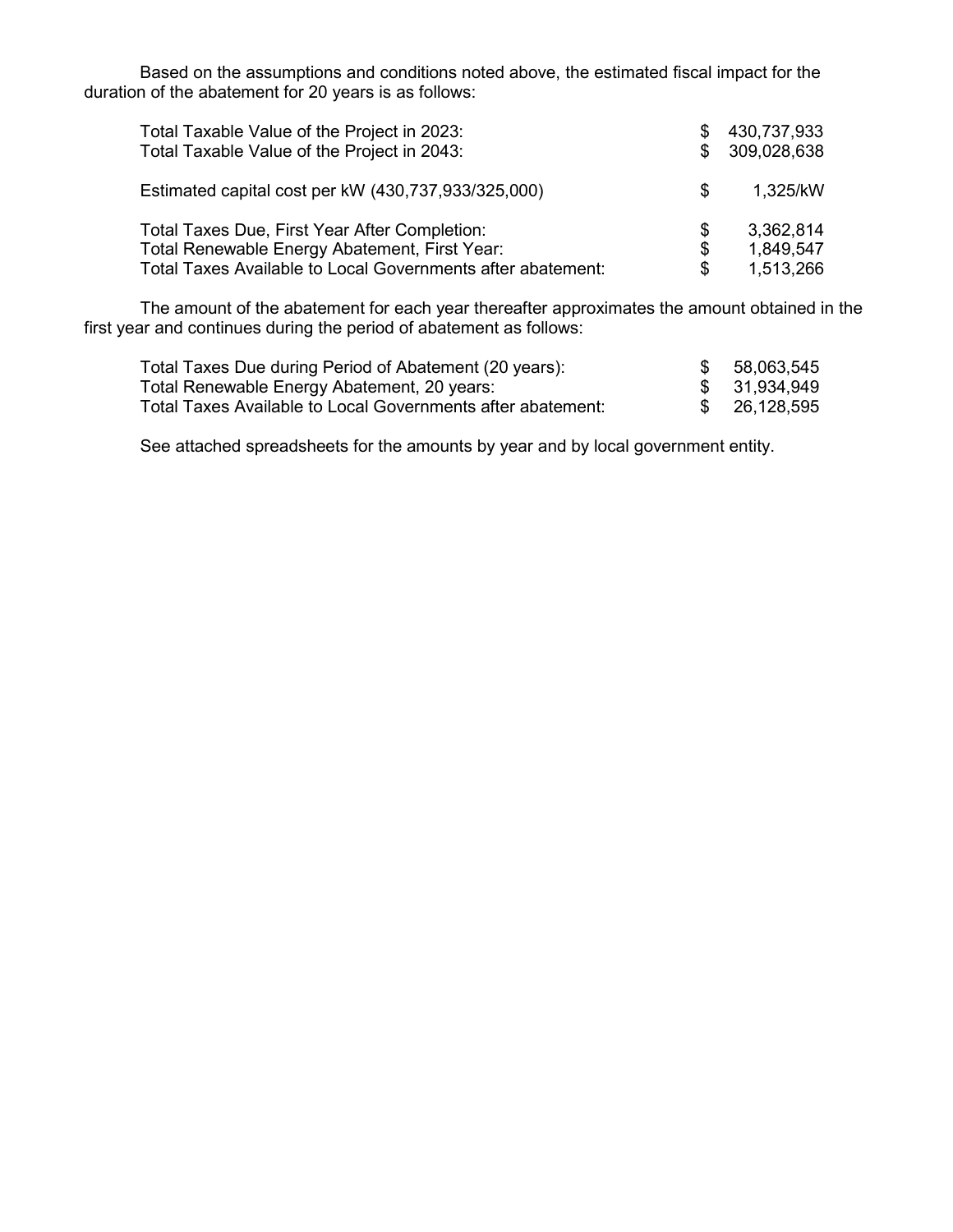Based on the assumptions and conditions noted above, the estimated fiscal impact for the duration of the abatement for 20 years is as follows:

| | |
|---|---|
| Total Taxable Value of the Project in 2023: | $ 430,737,933 |
| Total Taxable Value of the Project in 2043: | $ 309,028,638 |
| Estimated capital cost per kW (430,737,933/325,000) | $ 1,325/kW |
| Total Taxes Due, First Year After Completion: | $ 3,362,814 |
| Total Renewable Energy Abatement, First Year: | $ 1,849,547 |
| Total Taxes Available to Local Governments after abatement: | $ 1,513,266 |

The amount of the abatement for each year thereafter approximates the amount obtained in the first year and continues during the period of abatement as follows:

| | |
|---|---|
| Total Taxes Due during Period of Abatement (20 years): | $ 58,063,545 |
| Total Renewable Energy Abatement, 20 years: | $ 31,934,949 |
| Total Taxes Available to Local Governments after abatement: | $ 26,128,595 |

See attached spreadsheets for the amounts by year and by local government entity.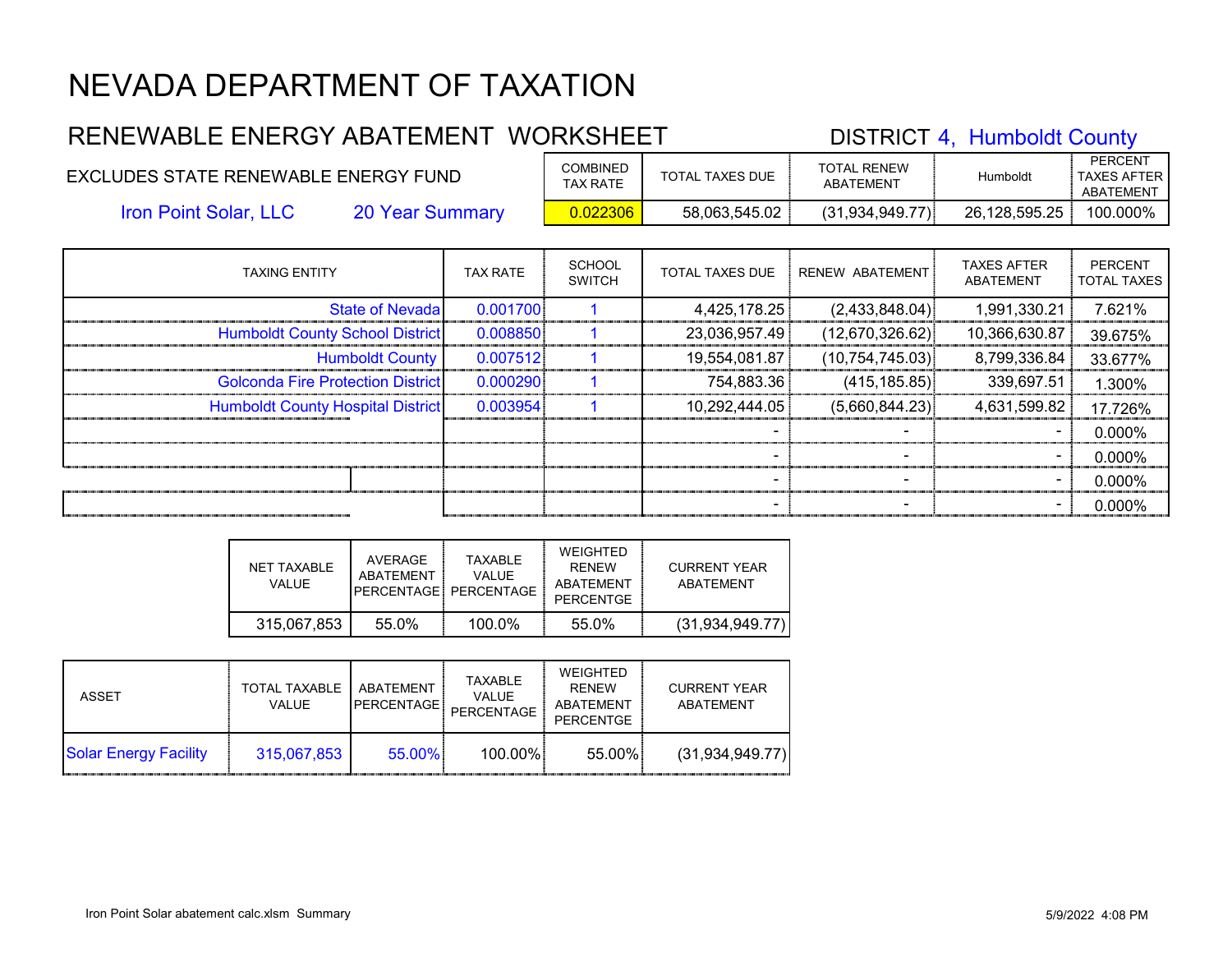# NEVADA DEPARTMENT OF TAXATION

## RENEWABLE ENERGY ABATEMENT WORKSHEET

DISTRICT 4, Humboldt County

EXCLUDES STATE RENEWABLE ENERGY FUND

Iron Point Solar, LLC    20 Year Summary

| COMBINED TAX RATE | TOTAL TAXES DUE | TOTAL RENEW ABATEMENT | Humboldt | PERCENT TAXES AFTER ABATEMENT |
|---|---|---|---|---|
| 0.022306 | 58,063,545.02 | (31,934,949.77) | 26,128,595.25 | 100.000% |

| TAXING ENTITY | TAX RATE | SCHOOL SWITCH | TOTAL TAXES DUE | RENEW ABATEMENT | TAXES AFTER ABATEMENT | PERCENT TOTAL TAXES |
|---|---|---|---|---|---|---|
| State of Nevada | 0.001700 | 1 | 4,425,178.25 | (2,433,848.04) | 1,991,330.21 | 7.621% |
| Humboldt County School District | 0.008850 | 1 | 23,036,957.49 | (12,670,326.62) | 10,366,630.87 | 39.675% |
| Humboldt County | 0.007512 | 1 | 19,554,081.87 | (10,754,745.03) | 8,799,336.84 | 33.677% |
| Golconda Fire Protection District | 0.000290 | 1 | 754,883.36 | (415,185.85) | 339,697.51 | 1.300% |
| Humboldt County Hospital District | 0.003954 | 1 | 10,292,444.05 | (5,660,844.23) | 4,631,599.82 | 17.726% |
| | | | - | - | - | 0.000% |
| | | | - | - | - | 0.000% |
| | | | - | - | - | 0.000% |
| | | | - | - | - | 0.000% |

| NET TAXABLE VALUE | AVERAGE ABATEMENT PERCENTAGE | TAXABLE VALUE PERCENTAGE | WEIGHTED RENEW ABATEMENT PERCENTGE | CURRENT YEAR ABATEMENT |
|---|---|---|---|---|
| 315,067,853 | 55.0% | 100.0% | 55.0% | (31,934,949.77) |

| ASSET | TOTAL TAXABLE VALUE | ABATEMENT PERCENTAGE | TAXABLE VALUE PERCENTAGE | WEIGHTED RENEW ABATEMENT PERCENTGE | CURRENT YEAR ABATEMENT |
|---|---|---|---|---|---|
| Solar Energy Facility | 315,067,853 | 55.00% | 100.00% | 55.00% | (31,934,949.77) |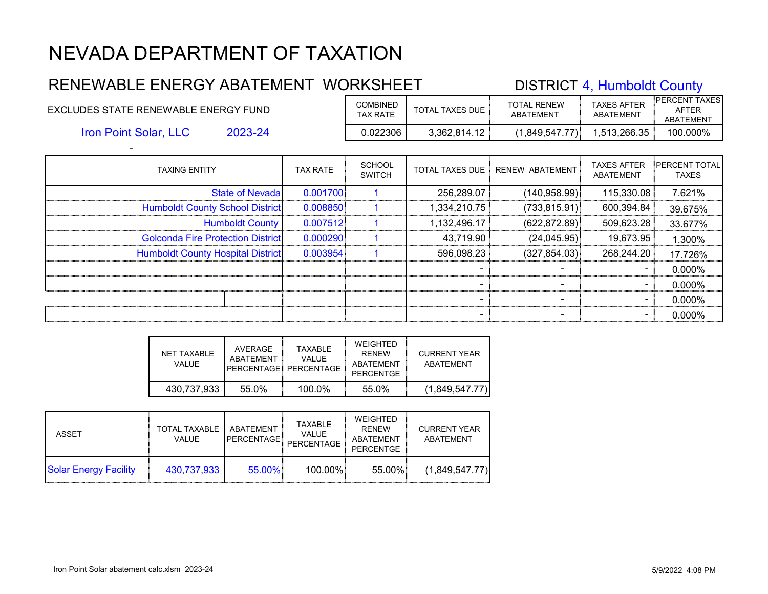# NEVADA DEPARTMENT OF TAXATION

## RENEWABLE ENERGY ABATEMENT WORKSHEET

DISTRICT 4, Humboldt County

EXCLUDES STATE RENEWABLE ENERGY FUND

Iron Point Solar, LLC 2023-24

-

| COMBINED TAX RATE | TOTAL TAXES DUE | TOTAL RENEW ABATEMENT | TAXES AFTER ABATEMENT | PERCENT TAXES AFTER ABATEMENT |
|---|---|---|---|---|
| 0.022306 | 3,362,814.12 | (1,849,547.77) | 1,513,266.35 | 100.000% |

| TAXING ENTITY | TAX RATE | SCHOOL SWITCH | TOTAL TAXES DUE | RENEW ABATEMENT | TAXES AFTER ABATEMENT | PERCENT TOTAL TAXES |
|---|---|---|---|---|---|---|
| State of Nevada | 0.001700 | 1 | 256,289.07 | (140,958.99) | 115,330.08 | 7.621% |
| Humboldt County School District | 0.008850 | 1 | 1,334,210.75 | (733,815.91) | 600,394.84 | 39.675% |
| Humboldt County | 0.007512 | 1 | 1,132,496.17 | (622,872.89) | 509,623.28 | 33.677% |
| Golconda Fire Protection District | 0.000290 | 1 | 43,719.90 | (24,045.95) | 19,673.95 | 1.300% |
| Humboldt County Hospital District | 0.003954 | 1 | 596,098.23 | (327,854.03) | 268,244.20 | 17.726% |
| | | | - | - | - | 0.000% |
| | | | - | - | - | 0.000% |
| | | | - | - | - | 0.000% |
| | | | - | - | - | 0.000% |

| NET TAXABLE VALUE | AVERAGE ABATEMENT PERCENTAGE | TAXABLE VALUE PERCENTAGE | WEIGHTED RENEW ABATEMENT PERCENTGE | CURRENT YEAR ABATEMENT |
|---|---|---|---|---|
| 430,737,933 | 55.0% | 100.0% | 55.0% | (1,849,547.77) |

| ASSET | TOTAL TAXABLE VALUE | ABATEMENT PERCENTAGE | TAXABLE VALUE PERCENTAGE | WEIGHTED RENEW ABATEMENT PERCENTGE | CURRENT YEAR ABATEMENT |
|---|---|---|---|---|---|
| Solar Energy Facility | 430,737,933 | 55.00% | 100.00% | 55.00% | (1,849,547.77) |

Iron Point Solar abatement calc.xlsm 2023-24 5/9/2022 4:08 PM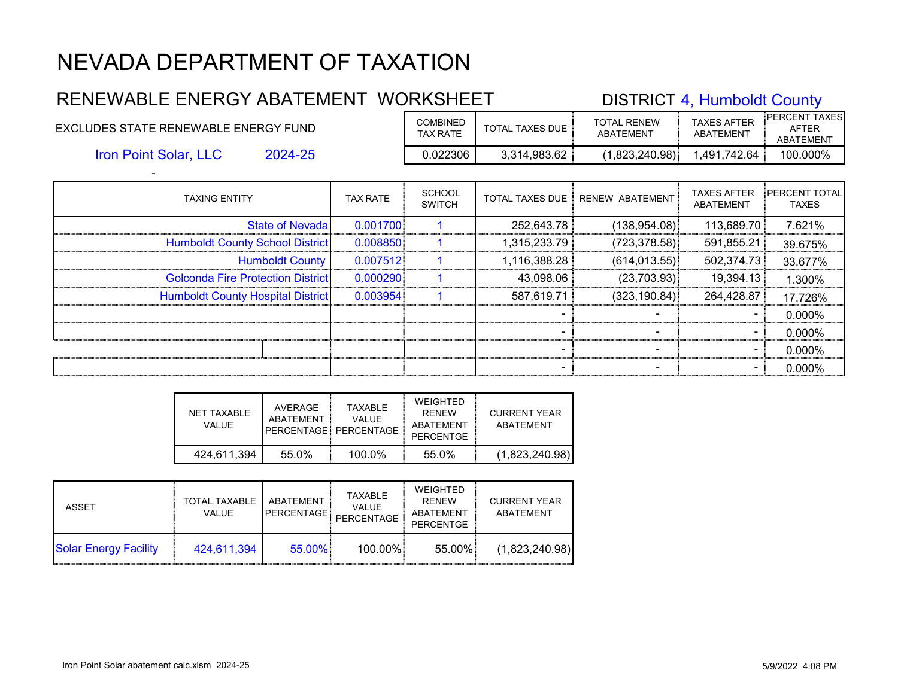# NEVADA DEPARTMENT OF TAXATION

## RENEWABLE ENERGY ABATEMENT WORKSHEET

DISTRICT 4, Humboldt County

EXCLUDES STATE RENEWABLE ENERGY FUND

Iron Point Solar, LLC 2024-25

-

| COMBINED TAX RATE | TOTAL TAXES DUE | TOTAL RENEW ABATEMENT | TAXES AFTER ABATEMENT | PERCENT TAXES AFTER ABATEMENT |
|---|---|---|---|---|
| 0.022306 | 3,314,983.62 | (1,823,240.98) | 1,491,742.64 | 100.000% |

| TAXING ENTITY | TAX RATE | SCHOOL SWITCH | TOTAL TAXES DUE | RENEW ABATEMENT | TAXES AFTER ABATEMENT | PERCENT TOTAL TAXES |
|---|---|---|---|---|---|---|
| State of Nevada | 0.001700 | 1 | 252,643.78 | (138,954.08) | 113,689.70 | 7.621% |
| Humboldt County School District | 0.008850 | 1 | 1,315,233.79 | (723,378.58) | 591,855.21 | 39.675% |
| Humboldt County | 0.007512 | 1 | 1,116,388.28 | (614,013.55) | 502,374.73 | 33.677% |
| Golconda Fire Protection District | 0.000290 | 1 | 43,098.06 | (23,703.93) | 19,394.13 | 1.300% |
| Humboldt County Hospital District | 0.003954 | 1 | 587,619.71 | (323,190.84) | 264,428.87 | 17.726% |
| | | | - | - | - | 0.000% |
| | | | - | - | - | 0.000% |
| | | | - | - | - | 0.000% |
| | | | - | - | - | 0.000% |

| NET TAXABLE VALUE | AVERAGE ABATEMENT PERCENTAGE | TAXABLE VALUE PERCENTAGE | WEIGHTED RENEW ABATEMENT PERCENTGE | CURRENT YEAR ABATEMENT |
|---|---|---|---|---|
| 424,611,394 | 55.0% | 100.0% | 55.0% | (1,823,240.98) |

| ASSET | TOTAL TAXABLE VALUE | ABATEMENT PERCENTAGE | TAXABLE VALUE PERCENTAGE | WEIGHTED RENEW ABATEMENT PERCENTGE | CURRENT YEAR ABATEMENT |
|---|---|---|---|---|---|
| Solar Energy Facility | 424,611,394 | 55.00% | 100.00% | 55.00% | (1,823,240.98) |

Iron Point Solar abatement calc.xlsm 2024-25 5/9/2022 4:08 PM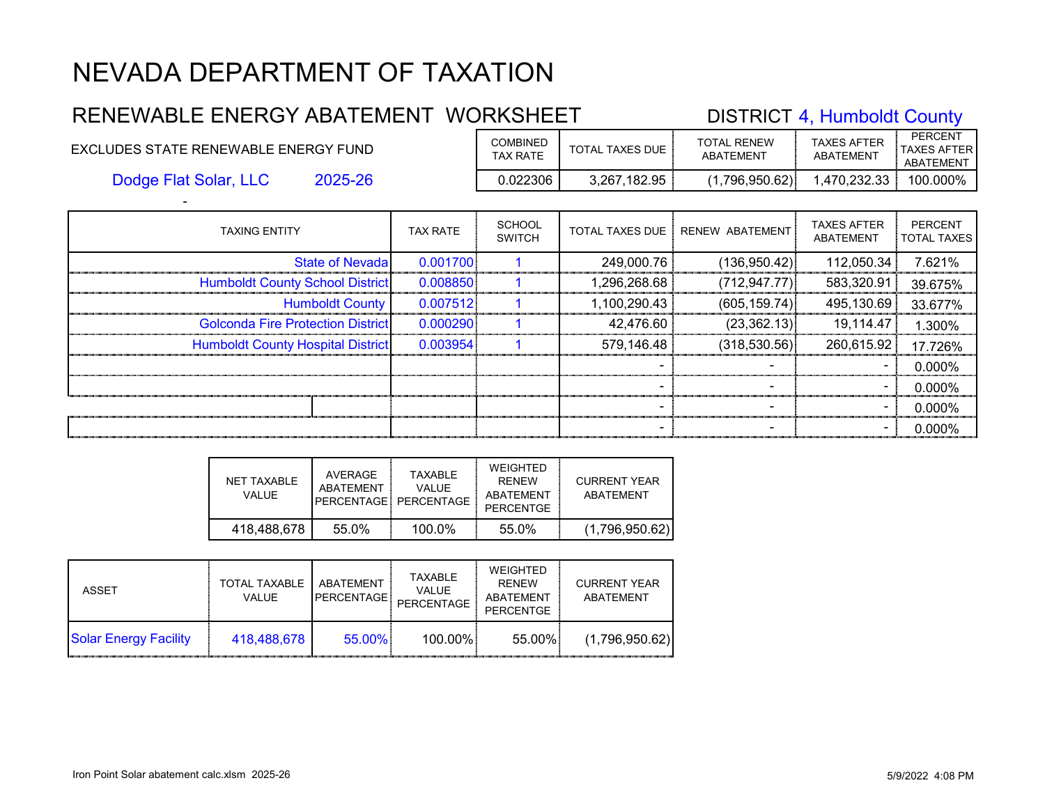# NEVADA DEPARTMENT OF TAXATION

## RENEWABLE ENERGY ABATEMENT WORKSHEET

DISTRICT 4, Humboldt County

EXCLUDES STATE RENEWABLE ENERGY FUND

Dodge Flat Solar, LLC 2025-26

-

| COMBINED TAX RATE | TOTAL TAXES DUE | TOTAL RENEW ABATEMENT | TAXES AFTER ABATEMENT | PERCENT TAXES AFTER ABATEMENT |
|---|---|---|---|---|
| 0.022306 | 3,267,182.95 | (1,796,950.62) | 1,470,232.33 | 100.000% |

| TAXING ENTITY | TAX RATE | SCHOOL SWITCH | TOTAL TAXES DUE | RENEW ABATEMENT | TAXES AFTER ABATEMENT | PERCENT TOTAL TAXES |
|---|---|---|---|---|---|---|
| State of Nevada | 0.001700 | 1 | 249,000.76 | (136,950.42) | 112,050.34 | 7.621% |
| Humboldt County School District | 0.008850 | 1 | 1,296,268.68 | (712,947.77) | 583,320.91 | 39.675% |
| Humboldt County | 0.007512 | 1 | 1,100,290.43 | (605,159.74) | 495,130.69 | 33.677% |
| Golconda Fire Protection District | 0.000290 | 1 | 42,476.60 | (23,362.13) | 19,114.47 | 1.300% |
| Humboldt County Hospital District | 0.003954 | 1 | 579,146.48 | (318,530.56) | 260,615.92 | 17.726% |
| | | | - | - | - | 0.000% |
| | | | - | - | - | 0.000% |
| | | | - | - | - | 0.000% |
| | | | - | - | - | 0.000% |

| NET TAXABLE VALUE | AVERAGE ABATEMENT PERCENTAGE | TAXABLE VALUE PERCENTAGE | WEIGHTED RENEW ABATEMENT PERCENTGE | CURRENT YEAR ABATEMENT |
|---|---|---|---|---|
| 418,488,678 | 55.0% | 100.0% | 55.0% | (1,796,950.62) |

| ASSET | TOTAL TAXABLE VALUE | ABATEMENT PERCENTAGE | TAXABLE VALUE PERCENTAGE | WEIGHTED RENEW ABATEMENT PERCENTGE | CURRENT YEAR ABATEMENT |
|---|---|---|---|---|---|
| Solar Energy Facility | 418,488,678 | 55.00% | 100.00% | 55.00% | (1,796,950.62) |

Iron Point Solar abatement calc.xlsm 2025-26 5/9/2022 4:08 PM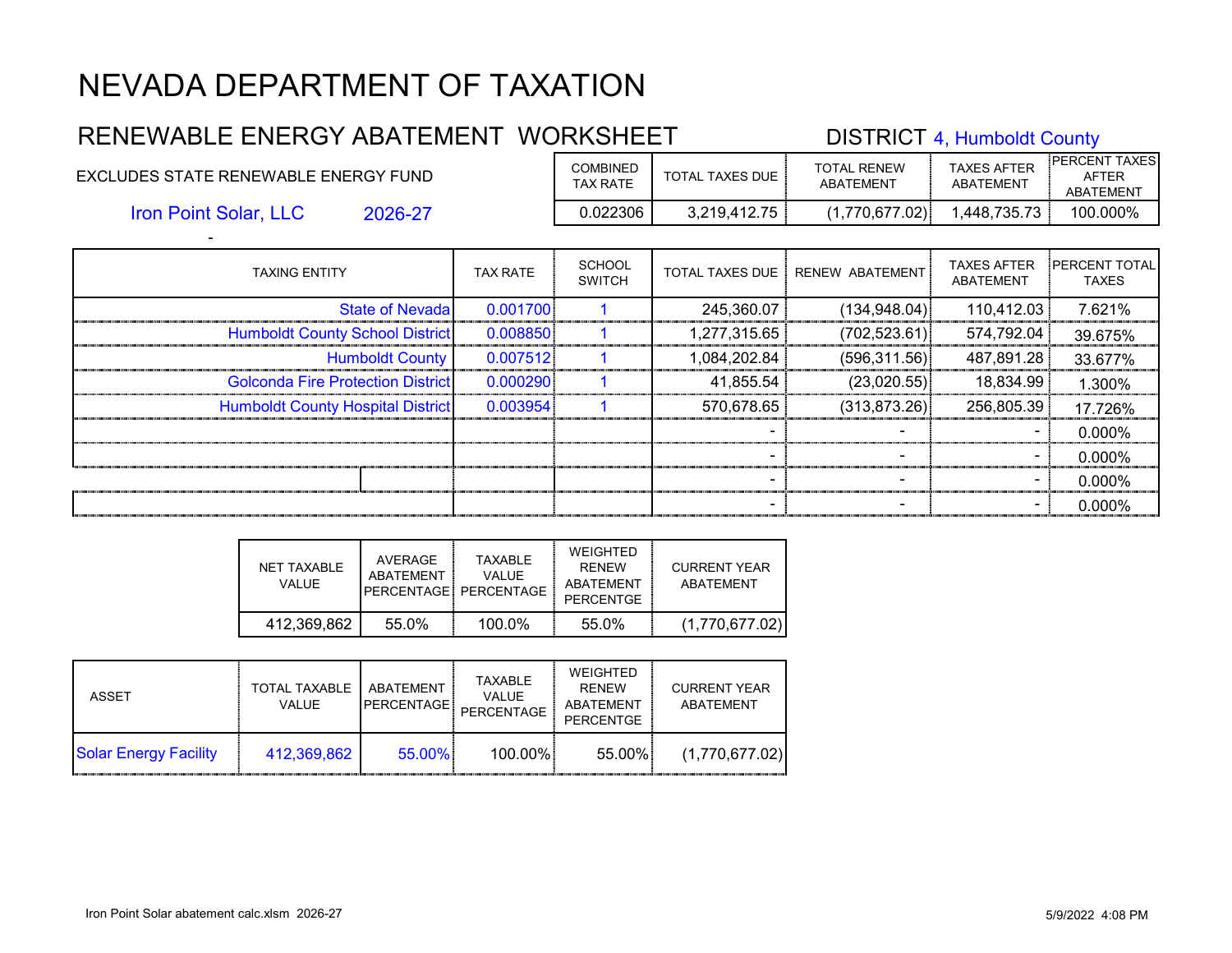# NEVADA DEPARTMENT OF TAXATION

## RENEWABLE ENERGY ABATEMENT WORKSHEET

DISTRICT 4, Humboldt County

EXCLUDES STATE RENEWABLE ENERGY FUND

Iron Point Solar, LLC 2026-27

-

| COMBINED TAX RATE | TOTAL TAXES DUE | TOTAL RENEW ABATEMENT | TAXES AFTER ABATEMENT | PERCENT TAXES AFTER ABATEMENT |
|---|---|---|---|---|
| 0.022306 | 3,219,412.75 | (1,770,677.02) | 1,448,735.73 | 100.000% |

| TAXING ENTITY | TAX RATE | SCHOOL SWITCH | TOTAL TAXES DUE | RENEW ABATEMENT | TAXES AFTER ABATEMENT | PERCENT TOTAL TAXES |
|---|---|---|---|---|---|---|
| State of Nevada | 0.001700 | 1 | 245,360.07 | (134,948.04) | 110,412.03 | 7.621% |
| Humboldt County School District | 0.008850 | 1 | 1,277,315.65 | (702,523.61) | 574,792.04 | 39.675% |
| Humboldt County | 0.007512 | 1 | 1,084,202.84 | (596,311.56) | 487,891.28 | 33.677% |
| Golconda Fire Protection District | 0.000290 | 1 | 41,855.54 | (23,020.55) | 18,834.99 | 1.300% |
| Humboldt County Hospital District | 0.003954 | 1 | 570,678.65 | (313,873.26) | 256,805.39 | 17.726% |
| | | | - | - | - | 0.000% |
| | | | - | - | - | 0.000% |
| | | | - | - | - | 0.000% |
| | | | - | - | - | 0.000% |

| NET TAXABLE VALUE | AVERAGE ABATEMENT PERCENTAGE | TAXABLE VALUE PERCENTAGE | WEIGHTED RENEW ABATEMENT PERCENTGE | CURRENT YEAR ABATEMENT |
|---|---|---|---|---|
| 412,369,862 | 55.0% | 100.0% | 55.0% | (1,770,677.02) |

| ASSET | TOTAL TAXABLE VALUE | ABATEMENT PERCENTAGE | TAXABLE VALUE PERCENTAGE | WEIGHTED RENEW ABATEMENT PERCENTGE | CURRENT YEAR ABATEMENT |
|---|---|---|---|---|---|
| Solar Energy Facility | 412,369,862 | 55.00% | 100.00% | 55.00% | (1,770,677.02) |

Iron Point Solar abatement calc.xlsm 2026-27 5/9/2022 4:08 PM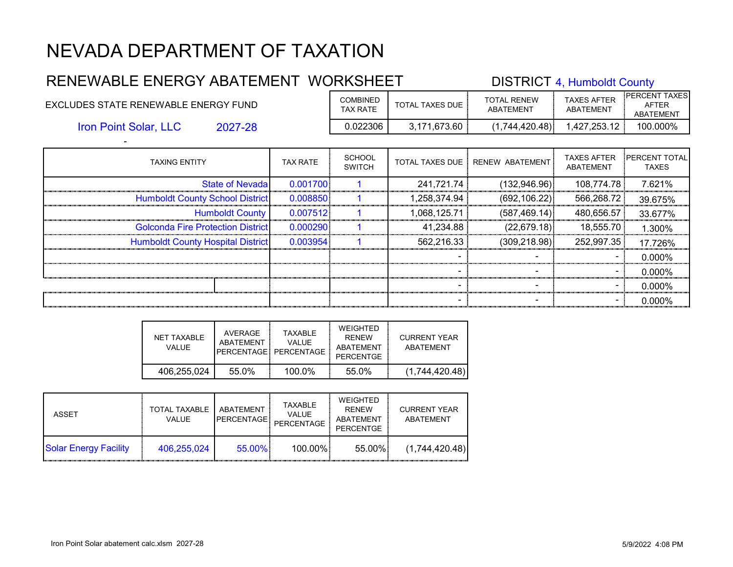# NEVADA DEPARTMENT OF TAXATION

## RENEWABLE ENERGY ABATEMENT WORKSHEET

DISTRICT 4, Humboldt County

EXCLUDES STATE RENEWABLE ENERGY FUND

Iron Point Solar, LLC 2027-28

-

| COMBINED TAX RATE | TOTAL TAXES DUE | TOTAL RENEW ABATEMENT | TAXES AFTER ABATEMENT | PERCENT TAXES AFTER ABATEMENT |
|---|---|---|---|---|
| 0.022306 | 3,171,673.60 | (1,744,420.48) | 1,427,253.12 | 100.000% |

| TAXING ENTITY | TAX RATE | SCHOOL SWITCH | TOTAL TAXES DUE | RENEW ABATEMENT | TAXES AFTER ABATEMENT | PERCENT TOTAL TAXES |
|---|---|---|---|---|---|---|
| State of Nevada | 0.001700 | 1 | 241,721.74 | (132,946.96) | 108,774.78 | 7.621% |
| Humboldt County School District | 0.008850 | 1 | 1,258,374.94 | (692,106.22) | 566,268.72 | 39.675% |
| Humboldt County | 0.007512 | 1 | 1,068,125.71 | (587,469.14) | 480,656.57 | 33.677% |
| Golconda Fire Protection District | 0.000290 | 1 | 41,234.88 | (22,679.18) | 18,555.70 | 1.300% |
| Humboldt County Hospital District | 0.003954 | 1 | 562,216.33 | (309,218.98) | 252,997.35 | 17.726% |
| | | | - | - | - | 0.000% |
| | | | - | - | - | 0.000% |
| | | | - | - | - | 0.000% |
| | | | - | - | - | 0.000% |

| NET TAXABLE VALUE | AVERAGE ABATEMENT PERCENTAGE | TAXABLE VALUE PERCENTAGE | WEIGHTED RENEW ABATEMENT PERCENTGE | CURRENT YEAR ABATEMENT |
|---|---|---|---|---|
| 406,255,024 | 55.0% | 100.0% | 55.0% | (1,744,420.48) |

| ASSET | TOTAL TAXABLE VALUE | ABATEMENT PERCENTAGE | TAXABLE VALUE PERCENTAGE | WEIGHTED RENEW ABATEMENT PERCENTGE | CURRENT YEAR ABATEMENT |
|---|---|---|---|---|---|
| Solar Energy Facility | 406,255,024 | 55.00% | 100.00% | 55.00% | (1,744,420.48) |

Iron Point Solar abatement calc.xlsm 2027-28

5/9/2022 4:08 PM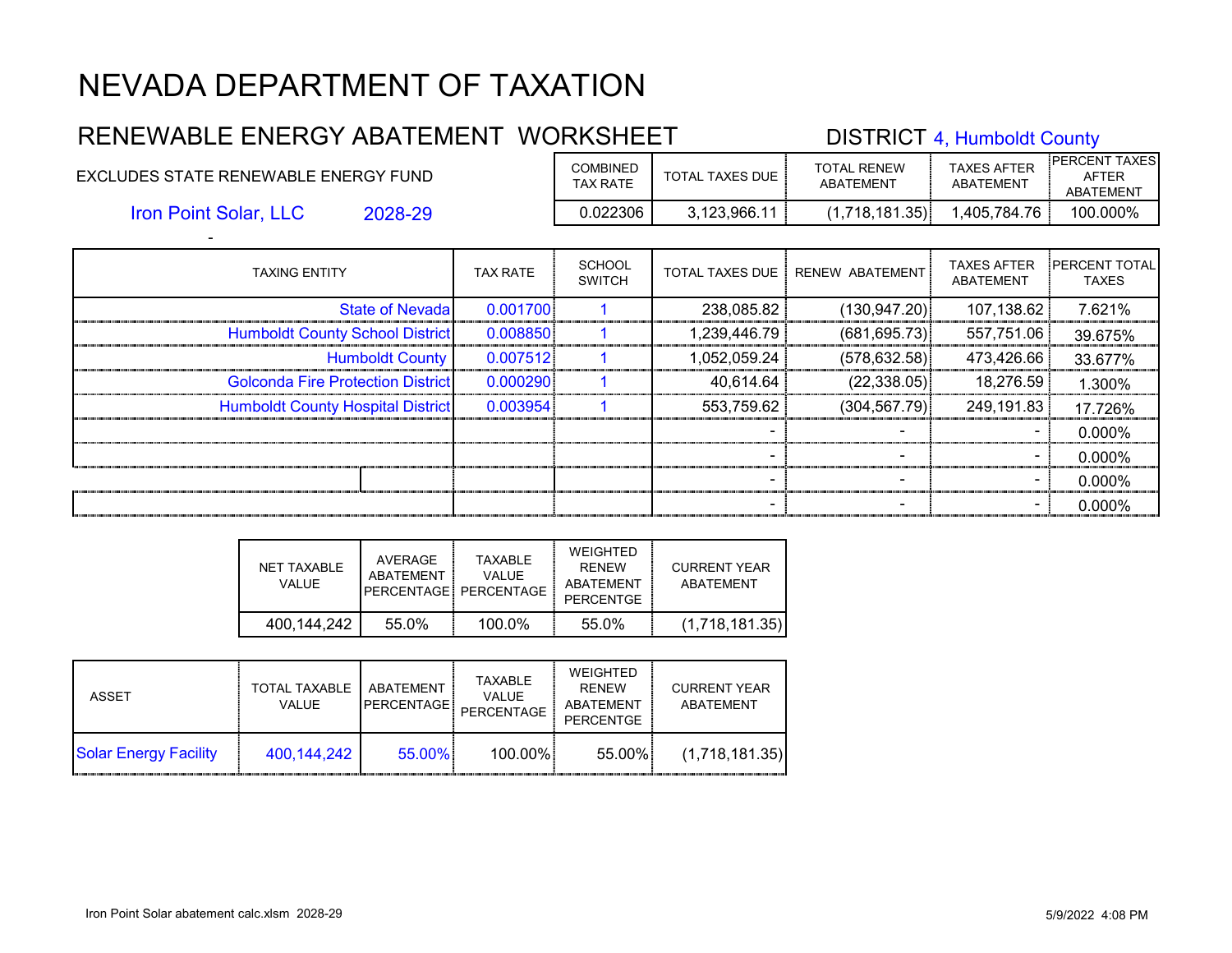# NEVADA DEPARTMENT OF TAXATION

## RENEWABLE ENERGY ABATEMENT WORKSHEET

DISTRICT 4, Humboldt County

EXCLUDES STATE RENEWABLE ENERGY FUND

Iron Point Solar, LLC 2028-29

| COMBINED TAX RATE | TOTAL TAXES DUE | TOTAL RENEW ABATEMENT | TAXES AFTER ABATEMENT | PERCENT TAXES AFTER ABATEMENT |
|---|---|---|---|---|
| 0.022306 | 3,123,966.11 | (1,718,181.35) | 1,405,784.76 | 100.000% |

-

| TAXING ENTITY | TAX RATE | SCHOOL SWITCH | TOTAL TAXES DUE | RENEW ABATEMENT | TAXES AFTER ABATEMENT | PERCENT TOTAL TAXES |
|---|---|---|---|---|---|---|
| State of Nevada | 0.001700 | 1 | 238,085.82 | (130,947.20) | 107,138.62 | 7.621% |
| Humboldt County School District | 0.008850 | 1 | 1,239,446.79 | (681,695.73) | 557,751.06 | 39.675% |
| Humboldt County | 0.007512 | 1 | 1,052,059.24 | (578,632.58) | 473,426.66 | 33.677% |
| Golconda Fire Protection District | 0.000290 | 1 | 40,614.64 | (22,338.05) | 18,276.59 | 1.300% |
| Humboldt County Hospital District | 0.003954 | 1 | 553,759.62 | (304,567.79) | 249,191.83 | 17.726% |
| | | | - | - | - | 0.000% |
| | | | - | - | - | 0.000% |
| | | | - | - | - | 0.000% |
| | | | - | - | - | 0.000% |

| NET TAXABLE VALUE | AVERAGE ABATEMENT PERCENTAGE | TAXABLE VALUE PERCENTAGE | WEIGHTED RENEW ABATEMENT PERCENTGE | CURRENT YEAR ABATEMENT |
|---|---|---|---|---|
| 400,144,242 | 55.0% | 100.0% | 55.0% | (1,718,181.35) |

| ASSET | TOTAL TAXABLE VALUE | ABATEMENT PERCENTAGE | TAXABLE VALUE PERCENTAGE | WEIGHTED RENEW ABATEMENT PERCENTGE | CURRENT YEAR ABATEMENT |
|---|---|---|---|---|---|
| Solar Energy Facility | 400,144,242 | 55.00% | 100.00% | 55.00% | (1,718,181.35) |

Iron Point Solar abatement calc.xlsm 2028-29 5/9/2022 4:08 PM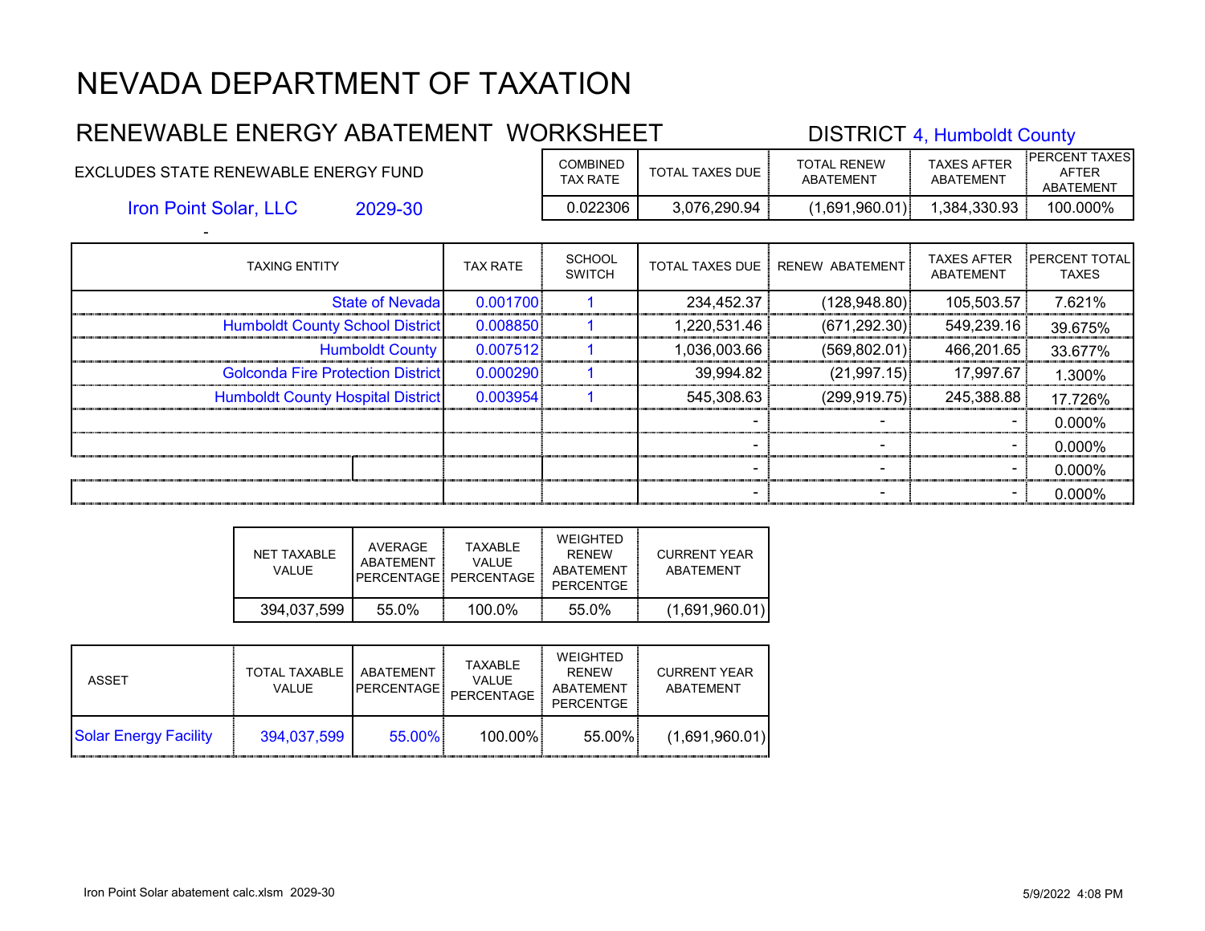# NEVADA DEPARTMENT OF TAXATION

## RENEWABLE ENERGY ABATEMENT WORKSHEET

DISTRICT 4, Humboldt County

EXCLUDES STATE RENEWABLE ENERGY FUND

Iron Point Solar, LLC 2029-30

-

| COMBINED TAX RATE | TOTAL TAXES DUE | TOTAL RENEW ABATEMENT | TAXES AFTER ABATEMENT | PERCENT TAXES AFTER ABATEMENT |
|---|---|---|---|---|
| 0.022306 | 3,076,290.94 | (1,691,960.01) | 1,384,330.93 | 100.000% |

| TAXING ENTITY | TAX RATE | SCHOOL SWITCH | TOTAL TAXES DUE | RENEW ABATEMENT | TAXES AFTER ABATEMENT | PERCENT TOTAL TAXES |
|---|---|---|---|---|---|---|
| State of Nevada | 0.001700 | 1 | 234,452.37 | (128,948.80) | 105,503.57 | 7.621% |
| Humboldt County School District | 0.008850 | 1 | 1,220,531.46 | (671,292.30) | 549,239.16 | 39.675% |
| Humboldt County | 0.007512 | 1 | 1,036,003.66 | (569,802.01) | 466,201.65 | 33.677% |
| Golconda Fire Protection District | 0.000290 | 1 | 39,994.82 | (21,997.15) | 17,997.67 | 1.300% |
| Humboldt County Hospital District | 0.003954 | 1 | 545,308.63 | (299,919.75) | 245,388.88 | 17.726% |
| | | | - | - | - | 0.000% |
| | | | - | - | - | 0.000% |
| | | | - | - | - | 0.000% |
| | | | - | - | - | 0.000% |

| NET TAXABLE VALUE | AVERAGE ABATEMENT PERCENTAGE | TAXABLE VALUE PERCENTAGE | WEIGHTED RENEW ABATEMENT PERCENTGE | CURRENT YEAR ABATEMENT |
|---|---|---|---|---|
| 394,037,599 | 55.0% | 100.0% | 55.0% | (1,691,960.01) |

| ASSET | TOTAL TAXABLE VALUE | ABATEMENT PERCENTAGE | TAXABLE VALUE PERCENTAGE | WEIGHTED RENEW ABATEMENT PERCENTGE | CURRENT YEAR ABATEMENT |
|---|---|---|---|---|---|
| Solar Energy Facility | 394,037,599 | 55.00% | 100.00% | 55.00% | (1,691,960.01) |

Iron Point Solar abatement calc.xlsm 2029-30 5/9/2022 4:08 PM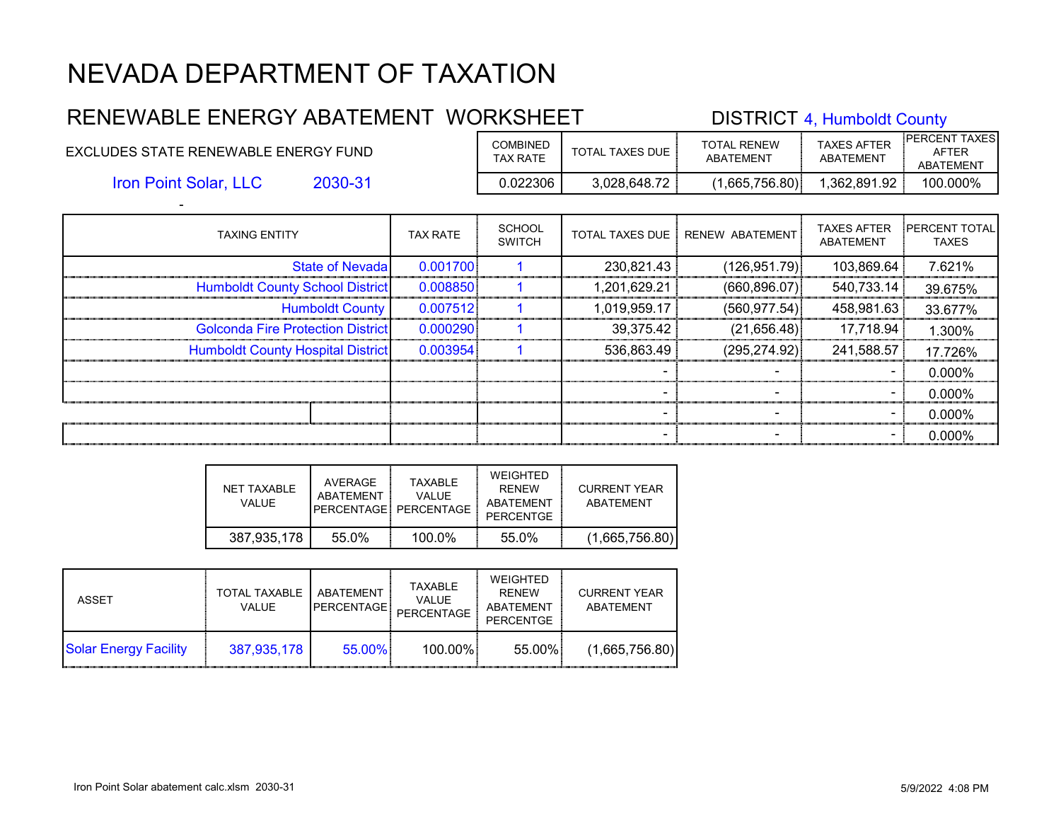# NEVADA DEPARTMENT OF TAXATION

## RENEWABLE ENERGY ABATEMENT WORKSHEET

DISTRICT 4, Humboldt County

EXCLUDES STATE RENEWABLE ENERGY FUND

Iron Point Solar, LLC 2030-31

-

| COMBINED TAX RATE | TOTAL TAXES DUE | TOTAL RENEW ABATEMENT | TAXES AFTER ABATEMENT | PERCENT TAXES AFTER ABATEMENT |
|---|---|---|---|---|
| 0.022306 | 3,028,648.72 | (1,665,756.80) | 1,362,891.92 | 100.000% |

| TAXING ENTITY | TAX RATE | SCHOOL SWITCH | TOTAL TAXES DUE | RENEW ABATEMENT | TAXES AFTER ABATEMENT | PERCENT TOTAL TAXES |
|---|---|---|---|---|---|---|
| State of Nevada | 0.001700 | 1 | 230,821.43 | (126,951.79) | 103,869.64 | 7.621% |
| Humboldt County School District | 0.008850 | 1 | 1,201,629.21 | (660,896.07) | 540,733.14 | 39.675% |
| Humboldt County | 0.007512 | 1 | 1,019,959.17 | (560,977.54) | 458,981.63 | 33.677% |
| Golconda Fire Protection District | 0.000290 | 1 | 39,375.42 | (21,656.48) | 17,718.94 | 1.300% |
| Humboldt County Hospital District | 0.003954 | 1 | 536,863.49 | (295,274.92) | 241,588.57 | 17.726% |
| | | | - | - | - | 0.000% |
| | | | - | - | - | 0.000% |
| | | | - | - | - | 0.000% |
| | | | - | - | - | 0.000% |

| NET TAXABLE VALUE | AVERAGE ABATEMENT PERCENTAGE | TAXABLE VALUE PERCENTAGE | WEIGHTED RENEW ABATEMENT PERCENTGE | CURRENT YEAR ABATEMENT |
|---|---|---|---|---|
| 387,935,178 | 55.0% | 100.0% | 55.0% | (1,665,756.80) |

| ASSET | TOTAL TAXABLE VALUE | ABATEMENT PERCENTAGE | TAXABLE VALUE PERCENTAGE | WEIGHTED RENEW ABATEMENT PERCENTGE | CURRENT YEAR ABATEMENT |
|---|---|---|---|---|---|
| Solar Energy Facility | 387,935,178 | 55.00% | 100.00% | 55.00% | (1,665,756.80) |

Iron Point Solar abatement calc.xlsm 2030-31 5/9/2022 4:08 PM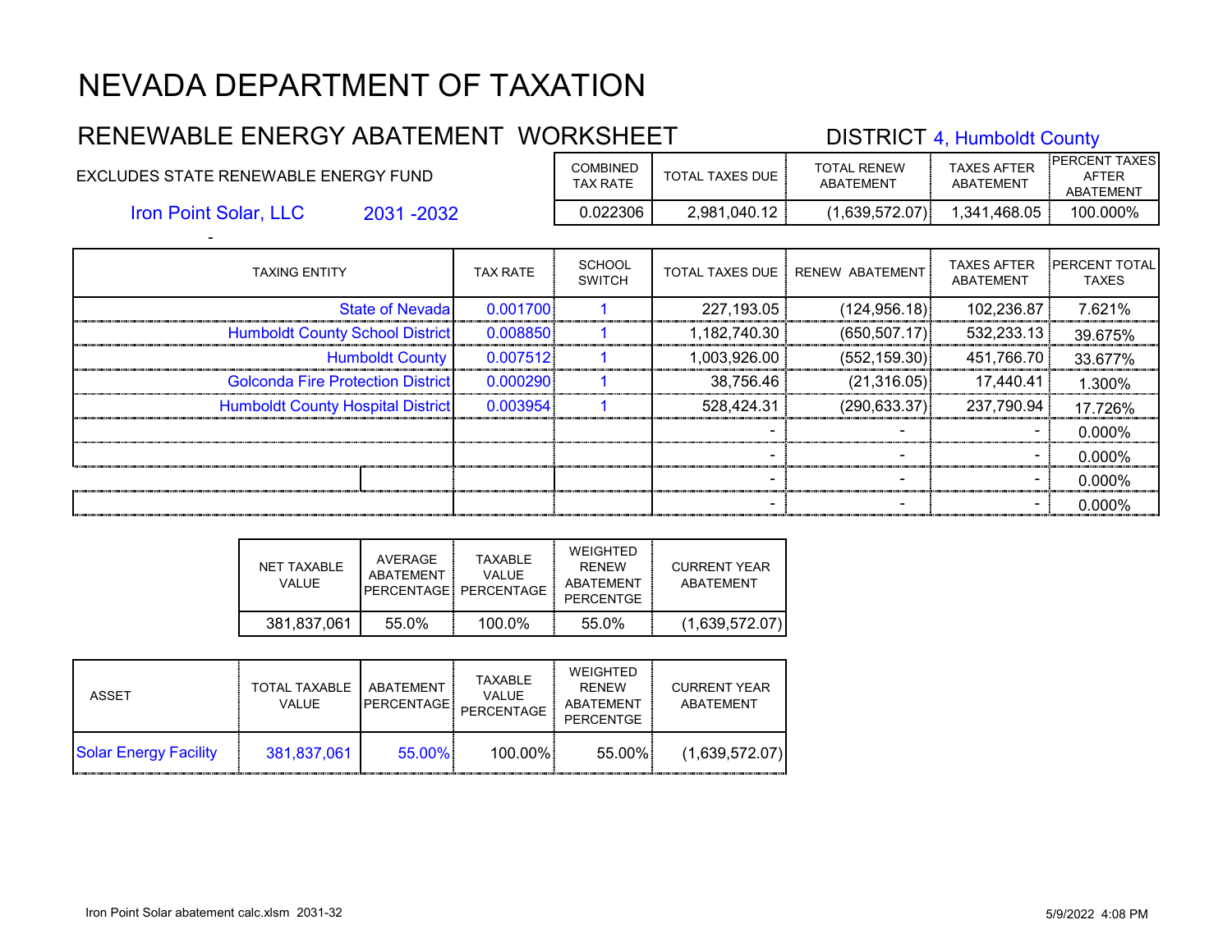# NEVADA DEPARTMENT OF TAXATION

## RENEWABLE ENERGY ABATEMENT WORKSHEET

DISTRICT 4, Humboldt County

EXCLUDES STATE RENEWABLE ENERGY FUND

Iron Point Solar, LLC 2031 -2032

-

| COMBINED TAX RATE | TOTAL TAXES DUE | TOTAL RENEW ABATEMENT | TAXES AFTER ABATEMENT | PERCENT TAXES AFTER ABATEMENT |
|---|---|---|---|---|
| 0.022306 | 2,981,040.12 | (1,639,572.07) | 1,341,468.05 | 100.000% |

| TAXING ENTITY | TAX RATE | SCHOOL SWITCH | TOTAL TAXES DUE | RENEW ABATEMENT | TAXES AFTER ABATEMENT | PERCENT TOTAL TAXES |
|---|---|---|---|---|---|---|
| State of Nevada | 0.001700 | 1 | 227,193.05 | (124,956.18) | 102,236.87 | 7.621% |
| Humboldt County School District | 0.008850 | 1 | 1,182,740.30 | (650,507.17) | 532,233.13 | 39.675% |
| Humboldt County | 0.007512 | 1 | 1,003,926.00 | (552,159.30) | 451,766.70 | 33.677% |
| Golconda Fire Protection District | 0.000290 | 1 | 38,756.46 | (21,316.05) | 17,440.41 | 1.300% |
| Humboldt County Hospital District | 0.003954 | 1 | 528,424.31 | (290,633.37) | 237,790.94 | 17.726% |
| | | | - | - | - | 0.000% |
| | | | - | - | - | 0.000% |
| | | | - | - | - | 0.000% |
| | | | - | - | - | 0.000% |

| NET TAXABLE VALUE | AVERAGE ABATEMENT PERCENTAGE | TAXABLE VALUE PERCENTAGE | WEIGHTED RENEW ABATEMENT PERCENTGE | CURRENT YEAR ABATEMENT |
|---|---|---|---|---|
| 381,837,061 | 55.0% | 100.0% | 55.0% | (1,639,572.07) |

| ASSET | TOTAL TAXABLE VALUE | ABATEMENT PERCENTAGE | TAXABLE VALUE PERCENTAGE | WEIGHTED RENEW ABATEMENT PERCENTGE | CURRENT YEAR ABATEMENT |
|---|---|---|---|---|---|
| Solar Energy Facility | 381,837,061 | 55.00% | 100.00% | 55.00% | (1,639,572.07) |

Iron Point Solar abatement calc.xlsm 2031-32 5/9/2022 4:08 PM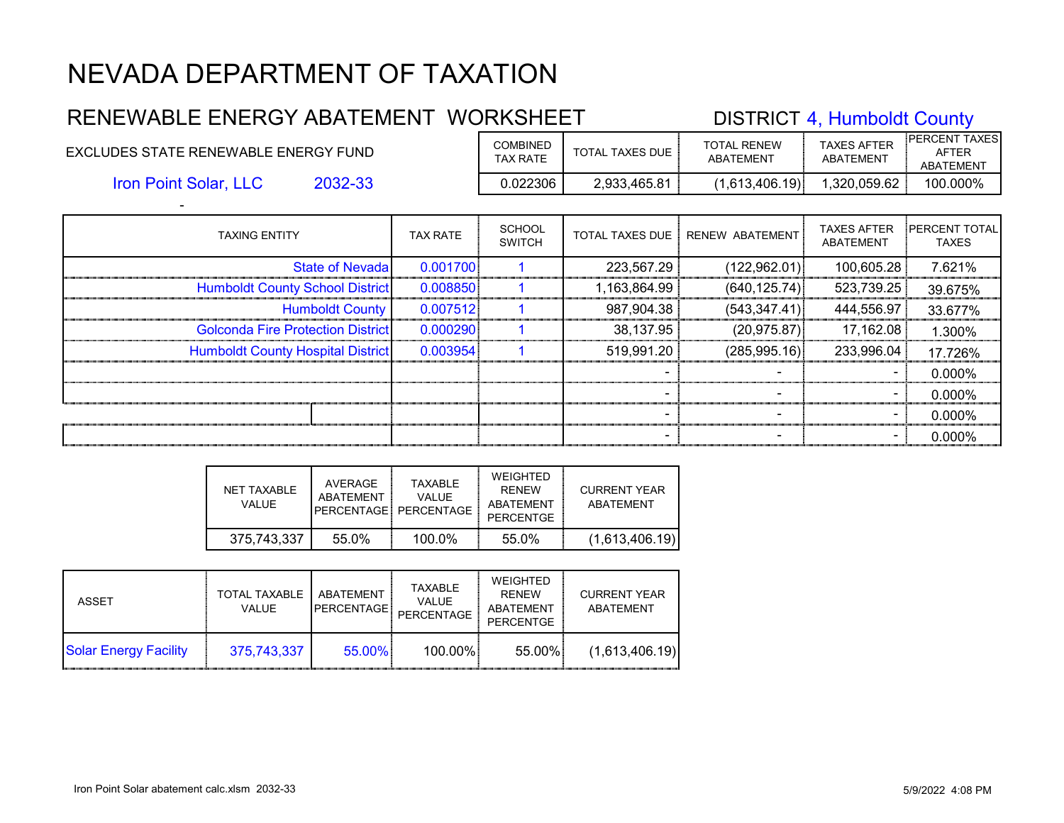# NEVADA DEPARTMENT OF TAXATION

## RENEWABLE ENERGY ABATEMENT WORKSHEET

DISTRICT 4, Humboldt County

EXCLUDES STATE RENEWABLE ENERGY FUND

Iron Point Solar, LLC 2032-33

-

| COMBINED TAX RATE | TOTAL TAXES DUE | TOTAL RENEW ABATEMENT | TAXES AFTER ABATEMENT | PERCENT TAXES AFTER ABATEMENT |
|---|---|---|---|---|
| 0.022306 | 2,933,465.81 | (1,613,406.19) | 1,320,059.62 | 100.000% |

| TAXING ENTITY | TAX RATE | SCHOOL SWITCH | TOTAL TAXES DUE | RENEW ABATEMENT | TAXES AFTER ABATEMENT | PERCENT TOTAL TAXES |
|---|---|---|---|---|---|---|
| State of Nevada | 0.001700 | 1 | 223,567.29 | (122,962.01) | 100,605.28 | 7.621% |
| Humboldt County School District | 0.008850 | 1 | 1,163,864.99 | (640,125.74) | 523,739.25 | 39.675% |
| Humboldt County | 0.007512 | 1 | 987,904.38 | (543,347.41) | 444,556.97 | 33.677% |
| Golconda Fire Protection District | 0.000290 | 1 | 38,137.95 | (20,975.87) | 17,162.08 | 1.300% |
| Humboldt County Hospital District | 0.003954 | 1 | 519,991.20 | (285,995.16) | 233,996.04 | 17.726% |
| | | | - | - | - | 0.000% |
| | | | - | - | - | 0.000% |
| | | | - | - | - | 0.000% |
| | | | - | - | - | 0.000% |

| NET TAXABLE VALUE | AVERAGE ABATEMENT PERCENTAGE | TAXABLE VALUE PERCENTAGE | WEIGHTED RENEW ABATEMENT PERCENTGE | CURRENT YEAR ABATEMENT |
|---|---|---|---|---|
| 375,743,337 | 55.0% | 100.0% | 55.0% | (1,613,406.19) |

| ASSET | TOTAL TAXABLE VALUE | ABATEMENT PERCENTAGE | TAXABLE VALUE PERCENTAGE | WEIGHTED RENEW ABATEMENT PERCENTGE | CURRENT YEAR ABATEMENT |
|---|---|---|---|---|---|
| Solar Energy Facility | 375,743,337 | 55.00% | 100.00% | 55.00% | (1,613,406.19) |

Iron Point Solar abatement calc.xlsm 2032-33 5/9/2022 4:08 PM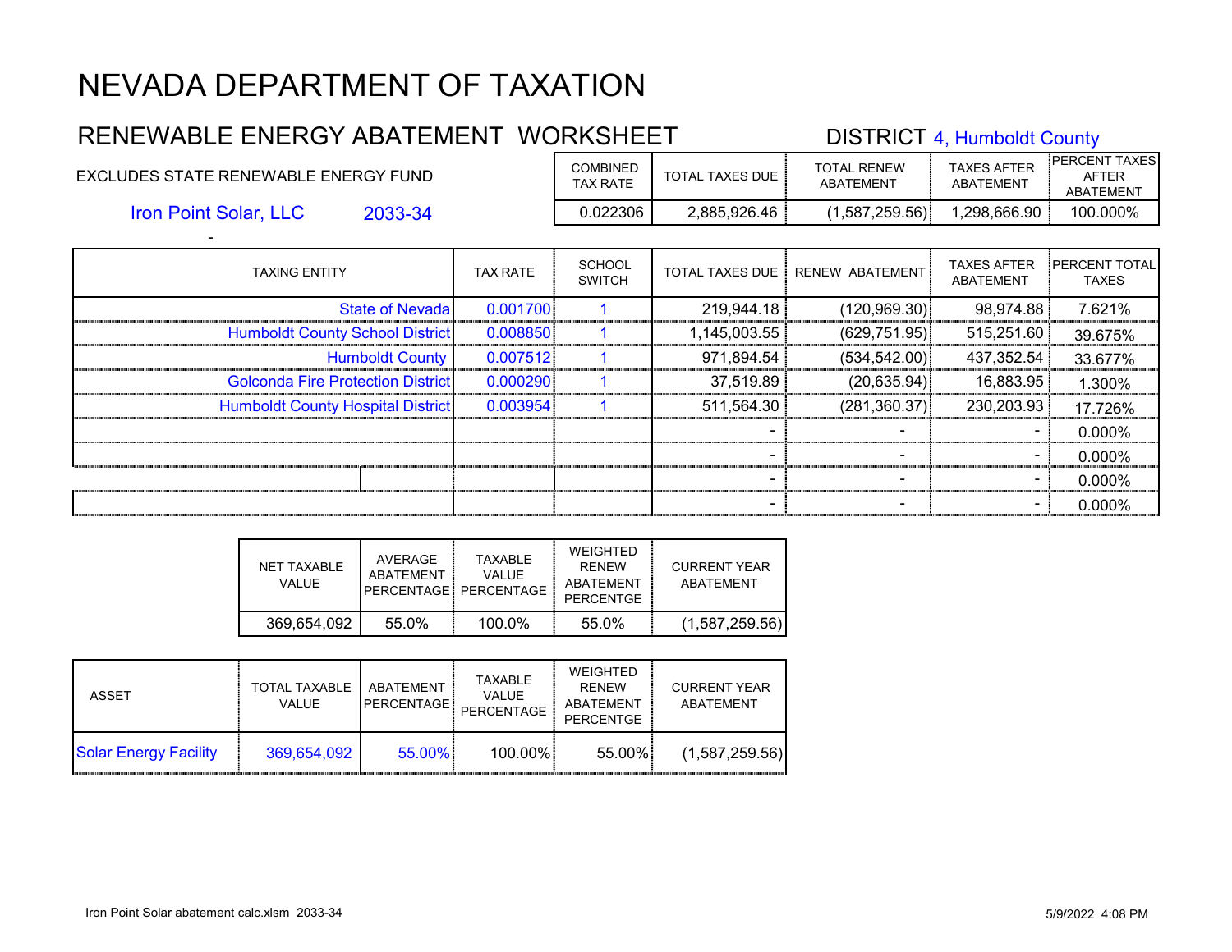# NEVADA DEPARTMENT OF TAXATION

## RENEWABLE ENERGY ABATEMENT WORKSHEET

DISTRICT 4, Humboldt County

EXCLUDES STATE RENEWABLE ENERGY FUND

Iron Point Solar, LLC 2033-34

-

| COMBINED TAX RATE | TOTAL TAXES DUE | TOTAL RENEW ABATEMENT | TAXES AFTER ABATEMENT | PERCENT TAXES AFTER ABATEMENT |
|---|---|---|---|---|
| 0.022306 | 2,885,926.46 | (1,587,259.56) | 1,298,666.90 | 100.000% |

| TAXING ENTITY | TAX RATE | SCHOOL SWITCH | TOTAL TAXES DUE | RENEW ABATEMENT | TAXES AFTER ABATEMENT | PERCENT TOTAL TAXES |
|---|---|---|---|---|---|---|
| State of Nevada | 0.001700 | 1 | 219,944.18 | (120,969.30) | 98,974.88 | 7.621% |
| Humboldt County School District | 0.008850 | 1 | 1,145,003.55 | (629,751.95) | 515,251.60 | 39.675% |
| Humboldt County | 0.007512 | 1 | 971,894.54 | (534,542.00) | 437,352.54 | 33.677% |
| Golconda Fire Protection District | 0.000290 | 1 | 37,519.89 | (20,635.94) | 16,883.95 | 1.300% |
| Humboldt County Hospital District | 0.003954 | 1 | 511,564.30 | (281,360.37) | 230,203.93 | 17.726% |
| | | | - | - | - | 0.000% |
| | | | - | - | - | 0.000% |
| | | | - | - | - | 0.000% |
| | | | - | - | - | 0.000% |

| NET TAXABLE VALUE | AVERAGE ABATEMENT PERCENTAGE | TAXABLE VALUE PERCENTAGE | WEIGHTED RENEW ABATEMENT PERCENTGE | CURRENT YEAR ABATEMENT |
|---|---|---|---|---|
| 369,654,092 | 55.0% | 100.0% | 55.0% | (1,587,259.56) |

| ASSET | TOTAL TAXABLE VALUE | ABATEMENT PERCENTAGE | TAXABLE VALUE PERCENTAGE | WEIGHTED RENEW ABATEMENT PERCENTGE | CURRENT YEAR ABATEMENT |
|---|---|---|---|---|---|
| Solar Energy Facility | 369,654,092 | 55.00% | 100.00% | 55.00% | (1,587,259.56) |

Iron Point Solar abatement calc.xlsm 2033-34 5/9/2022 4:08 PM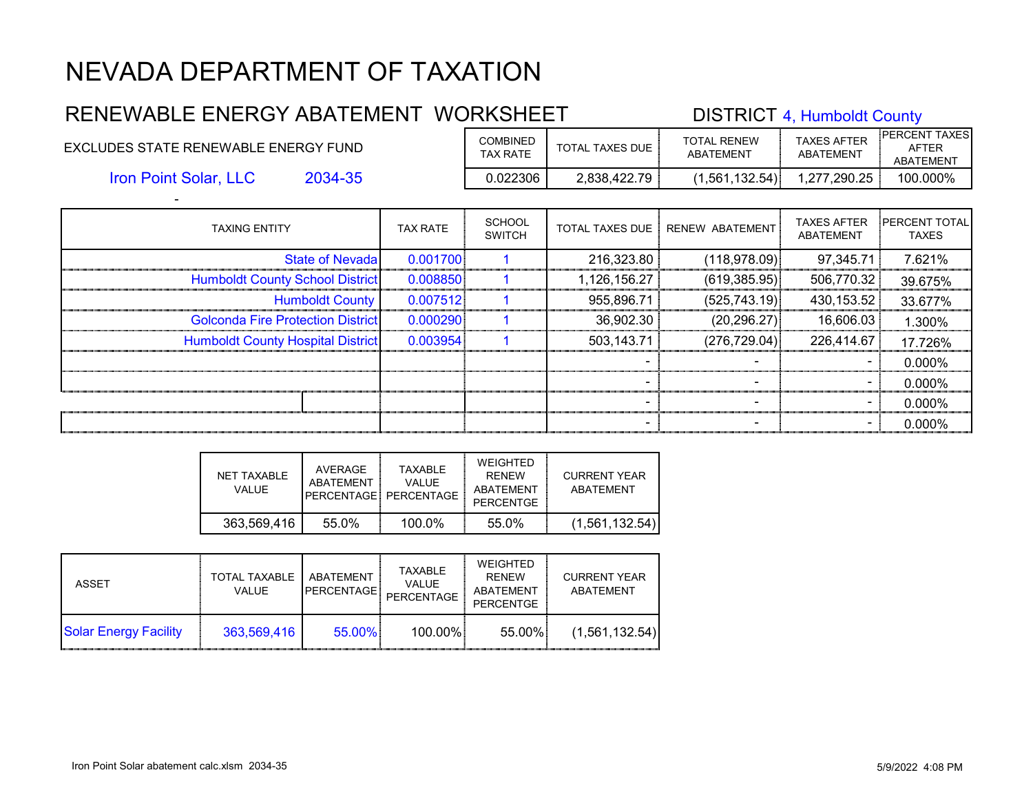# NEVADA DEPARTMENT OF TAXATION

## RENEWABLE ENERGY ABATEMENT WORKSHEET

DISTRICT 4, Humboldt County

EXCLUDES STATE RENEWABLE ENERGY FUND

Iron Point Solar, LLC 2034-35

| COMBINED TAX RATE | TOTAL TAXES DUE | TOTAL RENEW ABATEMENT | TAXES AFTER ABATEMENT | PERCENT TAXES AFTER ABATEMENT |
|---|---|---|---|---|
| 0.022306 | 2,838,422.79 | (1,561,132.54) | 1,277,290.25 | 100.000% |

-

| TAXING ENTITY | TAX RATE | SCHOOL SWITCH | TOTAL TAXES DUE | RENEW ABATEMENT | TAXES AFTER ABATEMENT | PERCENT TOTAL TAXES |
|---|---|---|---|---|---|---|
| State of Nevada | 0.001700 | 1 | 216,323.80 | (118,978.09) | 97,345.71 | 7.621% |
| Humboldt County School District | 0.008850 | 1 | 1,126,156.27 | (619,385.95) | 506,770.32 | 39.675% |
| Humboldt County | 0.007512 | 1 | 955,896.71 | (525,743.19) | 430,153.52 | 33.677% |
| Golconda Fire Protection District | 0.000290 | 1 | 36,902.30 | (20,296.27) | 16,606.03 | 1.300% |
| Humboldt County Hospital District | 0.003954 | 1 | 503,143.71 | (276,729.04) | 226,414.67 | 17.726% |
| | | | - | - | - | 0.000% |
| | | | - | - | - | 0.000% |
| | | | - | - | - | 0.000% |
| | | | - | - | - | 0.000% |

| NET TAXABLE VALUE | AVERAGE ABATEMENT PERCENTAGE | TAXABLE VALUE PERCENTAGE | WEIGHTED RENEW ABATEMENT PERCENTGE | CURRENT YEAR ABATEMENT |
|---|---|---|---|---|
| 363,569,416 | 55.0% | 100.0% | 55.0% | (1,561,132.54) |

| ASSET | TOTAL TAXABLE VALUE | ABATEMENT PERCENTAGE | TAXABLE VALUE PERCENTAGE | WEIGHTED RENEW ABATEMENT PERCENTGE | CURRENT YEAR ABATEMENT |
|---|---|---|---|---|---|
| Solar Energy Facility | 363,569,416 | 55.00% | 100.00% | 55.00% | (1,561,132.54) |

Iron Point Solar abatement calc.xlsm 2034-35 5/9/2022 4:08 PM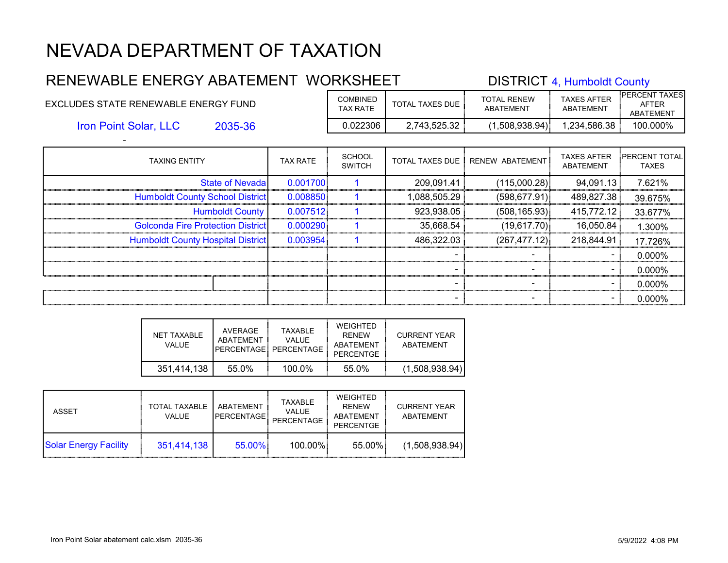# NEVADA DEPARTMENT OF TAXATION

## RENEWABLE ENERGY ABATEMENT WORKSHEET

DISTRICT 4, Humboldt County

EXCLUDES STATE RENEWABLE ENERGY FUND

Iron Point Solar, LLC 2035-36

-

| COMBINED TAX RATE | TOTAL TAXES DUE | TOTAL RENEW ABATEMENT | TAXES AFTER ABATEMENT | PERCENT TAXES AFTER ABATEMENT |
|---|---|---|---|---|
| 0.022306 | 2,743,525.32 | (1,508,938.94) | 1,234,586.38 | 100.000% |

| TAXING ENTITY | TAX RATE | SCHOOL SWITCH | TOTAL TAXES DUE | RENEW ABATEMENT | TAXES AFTER ABATEMENT | PERCENT TOTAL TAXES |
|---|---|---|---|---|---|---|
| State of Nevada | 0.001700 | 1 | 209,091.41 | (115,000.28) | 94,091.13 | 7.621% |
| Humboldt County School District | 0.008850 | 1 | 1,088,505.29 | (598,677.91) | 489,827.38 | 39.675% |
| Humboldt County | 0.007512 | 1 | 923,938.05 | (508,165.93) | 415,772.12 | 33.677% |
| Golconda Fire Protection District | 0.000290 | 1 | 35,668.54 | (19,617.70) | 16,050.84 | 1.300% |
| Humboldt County Hospital District | 0.003954 | 1 | 486,322.03 | (267,477.12) | 218,844.91 | 17.726% |
| | | | - | - | - | 0.000% |
| | | | - | - | - | 0.000% |
| | | | - | - | - | 0.000% |
| | | | - | - | - | 0.000% |

| NET TAXABLE VALUE | AVERAGE ABATEMENT PERCENTAGE | TAXABLE VALUE PERCENTAGE | WEIGHTED RENEW ABATEMENT PERCENTGE | CURRENT YEAR ABATEMENT |
|---|---|---|---|---|
| 351,414,138 | 55.0% | 100.0% | 55.0% | (1,508,938.94) |

| ASSET | TOTAL TAXABLE VALUE | ABATEMENT PERCENTAGE | TAXABLE VALUE PERCENTAGE | WEIGHTED RENEW ABATEMENT PERCENTGE | CURRENT YEAR ABATEMENT |
|---|---|---|---|---|---|
| Solar Energy Facility | 351,414,138 | 55.00% | 100.00% | 55.00% | (1,508,938.94) |

Iron Point Solar abatement calc.xlsm 2035-36 5/9/2022 4:08 PM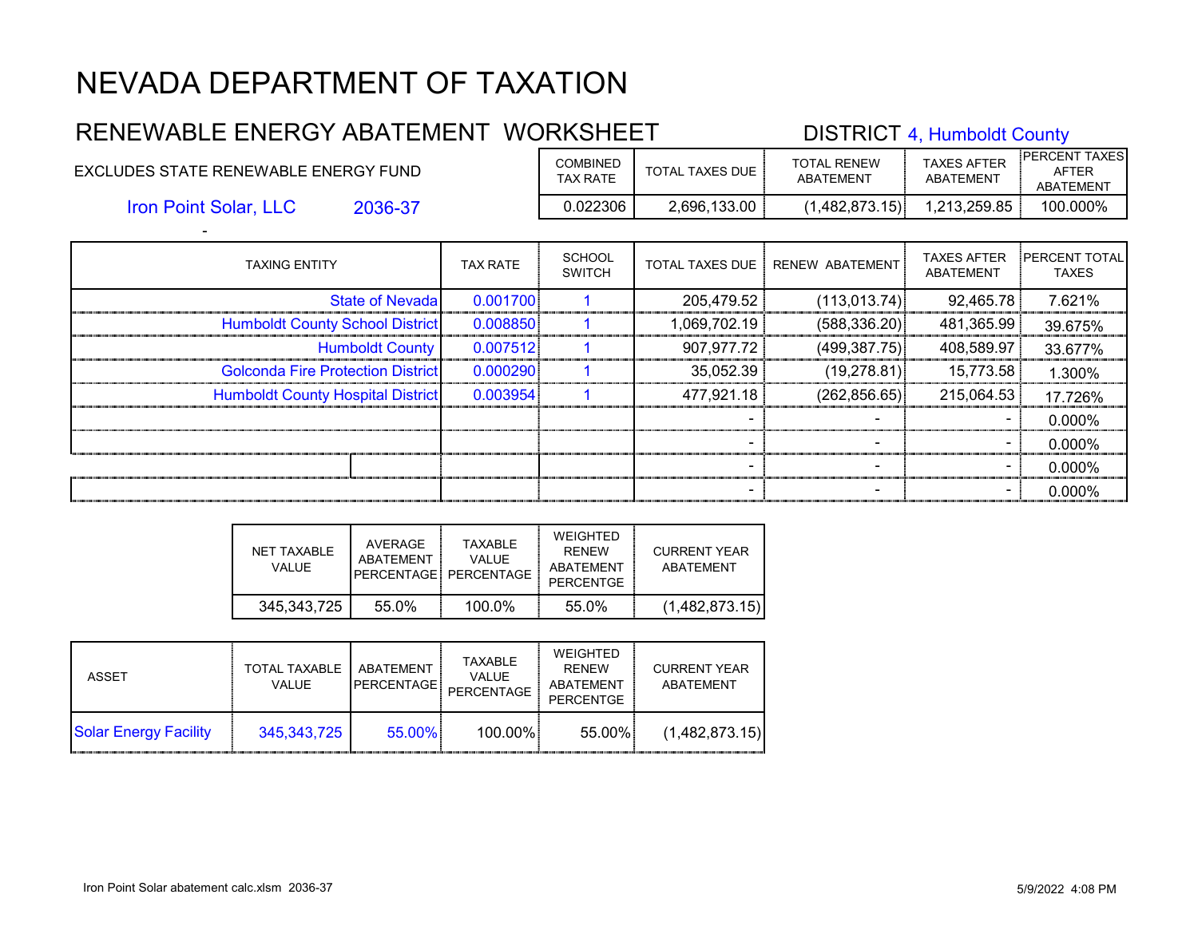# NEVADA DEPARTMENT OF TAXATION

## RENEWABLE ENERGY ABATEMENT WORKSHEET

DISTRICT 4, Humboldt County

EXCLUDES STATE RENEWABLE ENERGY FUND

Iron Point Solar, LLC 2036-37

-

| COMBINED TAX RATE | TOTAL TAXES DUE | TOTAL RENEW ABATEMENT | TAXES AFTER ABATEMENT | PERCENT TAXES AFTER ABATEMENT |
|---|---|---|---|---|
| 0.022306 | 2,696,133.00 | (1,482,873.15) | 1,213,259.85 | 100.000% |

| TAXING ENTITY | TAX RATE | SCHOOL SWITCH | TOTAL TAXES DUE | RENEW ABATEMENT | TAXES AFTER ABATEMENT | PERCENT TOTAL TAXES |
|---|---|---|---|---|---|---|
| State of Nevada | 0.001700 | 1 | 205,479.52 | (113,013.74) | 92,465.78 | 7.621% |
| Humboldt County School District | 0.008850 | 1 | 1,069,702.19 | (588,336.20) | 481,365.99 | 39.675% |
| Humboldt County | 0.007512 | 1 | 907,977.72 | (499,387.75) | 408,589.97 | 33.677% |
| Golconda Fire Protection District | 0.000290 | 1 | 35,052.39 | (19,278.81) | 15,773.58 | 1.300% |
| Humboldt County Hospital District | 0.003954 | 1 | 477,921.18 | (262,856.65) | 215,064.53 | 17.726% |
| | | | - | - | - | 0.000% |
| | | | - | - | - | 0.000% |
| | | | - | - | - | 0.000% |
| | | | - | - | - | 0.000% |

| NET TAXABLE VALUE | AVERAGE ABATEMENT PERCENTAGE | TAXABLE VALUE PERCENTAGE | WEIGHTED RENEW ABATEMENT PERCENTGE | CURRENT YEAR ABATEMENT |
|---|---|---|---|---|
| 345,343,725 | 55.0% | 100.0% | 55.0% | (1,482,873.15) |

| ASSET | TOTAL TAXABLE VALUE | ABATEMENT PERCENTAGE | TAXABLE VALUE PERCENTAGE | WEIGHTED RENEW ABATEMENT PERCENTGE | CURRENT YEAR ABATEMENT |
|---|---|---|---|---|---|
| Solar Energy Facility | 345,343,725 | 55.00% | 100.00% | 55.00% | (1,482,873.15) |

Iron Point Solar abatement calc.xlsm 2036-37 5/9/2022 4:08 PM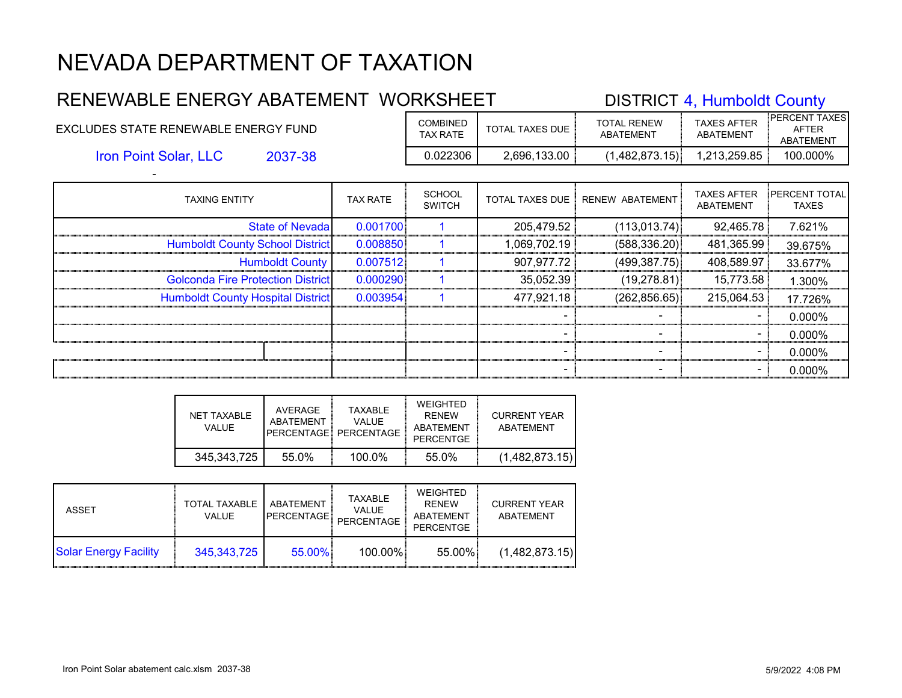# NEVADA DEPARTMENT OF TAXATION

## RENEWABLE ENERGY ABATEMENT WORKSHEET

DISTRICT 4, Humboldt County

EXCLUDES STATE RENEWABLE ENERGY FUND

Iron Point Solar, LLC 2037-38

-

| COMBINED TAX RATE | TOTAL TAXES DUE | TOTAL RENEW ABATEMENT | TAXES AFTER ABATEMENT | PERCENT TAXES AFTER ABATEMENT |
|---|---|---|---|---|
| 0.022306 | 2,696,133.00 | (1,482,873.15) | 1,213,259.85 | 100.000% |

| TAXING ENTITY | TAX RATE | SCHOOL SWITCH | TOTAL TAXES DUE | RENEW ABATEMENT | TAXES AFTER ABATEMENT | PERCENT TOTAL TAXES |
|---|---|---|---|---|---|---|
| State of Nevada | 0.001700 | 1 | 205,479.52 | (113,013.74) | 92,465.78 | 7.621% |
| Humboldt County School District | 0.008850 | 1 | 1,069,702.19 | (588,336.20) | 481,365.99 | 39.675% |
| Humboldt County | 0.007512 | 1 | 907,977.72 | (499,387.75) | 408,589.97 | 33.677% |
| Golconda Fire Protection District | 0.000290 | 1 | 35,052.39 | (19,278.81) | 15,773.58 | 1.300% |
| Humboldt County Hospital District | 0.003954 | 1 | 477,921.18 | (262,856.65) | 215,064.53 | 17.726% |
| | | | - | - | - | 0.000% |
| | | | - | - | - | 0.000% |
| | | | - | - | - | 0.000% |
| | | | - | - | - | 0.000% |

| NET TAXABLE VALUE | AVERAGE ABATEMENT PERCENTAGE | TAXABLE VALUE PERCENTAGE | WEIGHTED RENEW ABATEMENT PERCENTGE | CURRENT YEAR ABATEMENT |
|---|---|---|---|---|
| 345,343,725 | 55.0% | 100.0% | 55.0% | (1,482,873.15) |

| ASSET | TOTAL TAXABLE VALUE | ABATEMENT PERCENTAGE | TAXABLE VALUE PERCENTAGE | WEIGHTED RENEW ABATEMENT PERCENTGE | CURRENT YEAR ABATEMENT |
|---|---|---|---|---|---|
| Solar Energy Facility | 345,343,725 | 55.00% | 100.00% | 55.00% | (1,482,873.15) |

Iron Point Solar abatement calc.xlsm 2037-38

5/9/2022 4:08 PM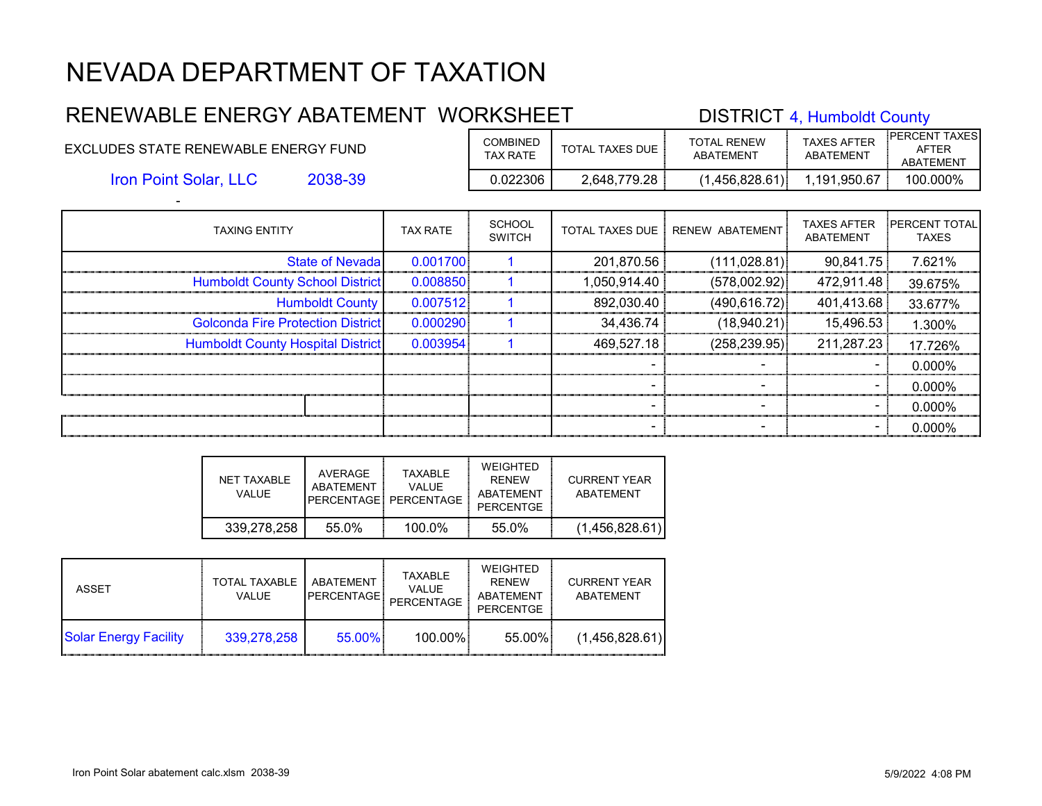# NEVADA DEPARTMENT OF TAXATION

## RENEWABLE ENERGY ABATEMENT WORKSHEET

DISTRICT 4, Humboldt County

EXCLUDES STATE RENEWABLE ENERGY FUND

Iron Point Solar, LLC 2038-39

-

| COMBINED TAX RATE | TOTAL TAXES DUE | TOTAL RENEW ABATEMENT | TAXES AFTER ABATEMENT | PERCENT TAXES AFTER ABATEMENT |
|---|---|---|---|---|
| 0.022306 | 2,648,779.28 | (1,456,828.61) | 1,191,950.67 | 100.000% |

| TAXING ENTITY | TAX RATE | SCHOOL SWITCH | TOTAL TAXES DUE | RENEW ABATEMENT | TAXES AFTER ABATEMENT | PERCENT TOTAL TAXES |
|---|---|---|---|---|---|---|
| State of Nevada | 0.001700 | 1 | 201,870.56 | (111,028.81) | 90,841.75 | 7.621% |
| Humboldt County School District | 0.008850 | 1 | 1,050,914.40 | (578,002.92) | 472,911.48 | 39.675% |
| Humboldt County | 0.007512 | 1 | 892,030.40 | (490,616.72) | 401,413.68 | 33.677% |
| Golconda Fire Protection District | 0.000290 | 1 | 34,436.74 | (18,940.21) | 15,496.53 | 1.300% |
| Humboldt County Hospital District | 0.003954 | 1 | 469,527.18 | (258,239.95) | 211,287.23 | 17.726% |
| | | | - | - | - | 0.000% |
| | | | - | - | - | 0.000% |
| | | | - | - | - | 0.000% |
| | | | - | - | - | 0.000% |

| NET TAXABLE VALUE | AVERAGE ABATEMENT PERCENTAGE | TAXABLE VALUE PERCENTAGE | WEIGHTED RENEW ABATEMENT PERCENTGE | CURRENT YEAR ABATEMENT |
|---|---|---|---|---|
| 339,278,258 | 55.0% | 100.0% | 55.0% | (1,456,828.61) |

| ASSET | TOTAL TAXABLE VALUE | ABATEMENT PERCENTAGE | TAXABLE VALUE PERCENTAGE | WEIGHTED RENEW ABATEMENT PERCENTGE | CURRENT YEAR ABATEMENT |
|---|---|---|---|---|---|
| Solar Energy Facility | 339,278,258 | 55.00% | 100.00% | 55.00% | (1,456,828.61) |

Iron Point Solar abatement calc.xlsm 2038-39 5/9/2022 4:08 PM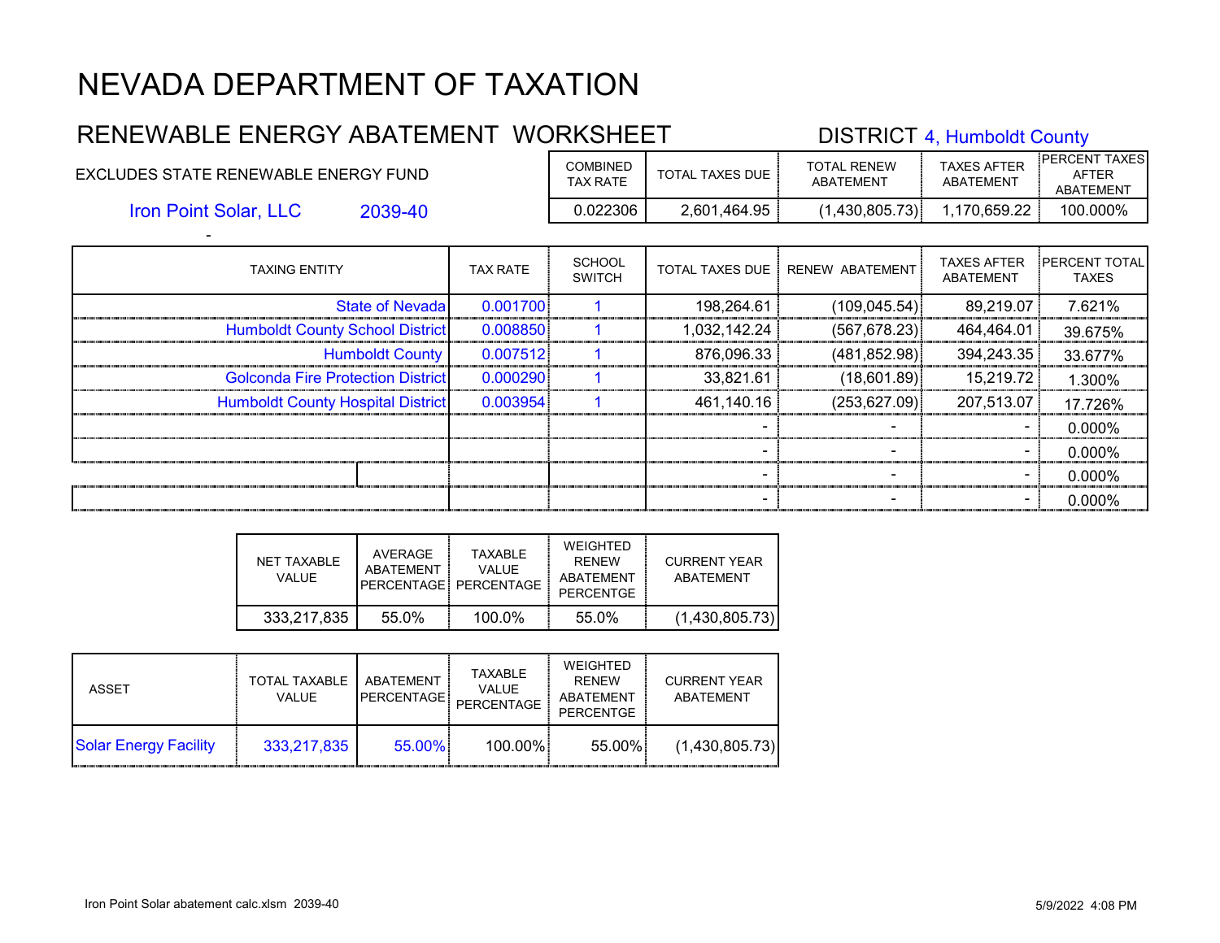# NEVADA DEPARTMENT OF TAXATION

## RENEWABLE ENERGY ABATEMENT WORKSHEET

DISTRICT 4, Humboldt County

EXCLUDES STATE RENEWABLE ENERGY FUND

Iron Point Solar, LLC 2039-40

-

| COMBINED TAX RATE | TOTAL TAXES DUE | TOTAL RENEW ABATEMENT | TAXES AFTER ABATEMENT | PERCENT TAXES AFTER ABATEMENT |
|---|---|---|---|---|
| 0.022306 | 2,601,464.95 | (1,430,805.73) | 1,170,659.22 | 100.000% |

| TAXING ENTITY | TAX RATE | SCHOOL SWITCH | TOTAL TAXES DUE | RENEW ABATEMENT | TAXES AFTER ABATEMENT | PERCENT TOTAL TAXES |
|---|---|---|---|---|---|---|
| State of Nevada | 0.001700 | 1 | 198,264.61 | (109,045.54) | 89,219.07 | 7.621% |
| Humboldt County School District | 0.008850 | 1 | 1,032,142.24 | (567,678.23) | 464,464.01 | 39.675% |
| Humboldt County | 0.007512 | 1 | 876,096.33 | (481,852.98) | 394,243.35 | 33.677% |
| Golconda Fire Protection District | 0.000290 | 1 | 33,821.61 | (18,601.89) | 15,219.72 | 1.300% |
| Humboldt County Hospital District | 0.003954 | 1 | 461,140.16 | (253,627.09) | 207,513.07 | 17.726% |
| | | | - | - | - | 0.000% |
| | | | - | - | - | 0.000% |
| | | | - | - | - | 0.000% |
| | | | - | - | - | 0.000% |

| NET TAXABLE VALUE | AVERAGE ABATEMENT PERCENTAGE | TAXABLE VALUE PERCENTAGE | WEIGHTED RENEW ABATEMENT PERCENTGE | CURRENT YEAR ABATEMENT |
|---|---|---|---|---|
| 333,217,835 | 55.0% | 100.0% | 55.0% | (1,430,805.73) |

| ASSET | TOTAL TAXABLE VALUE | ABATEMENT PERCENTAGE | TAXABLE VALUE PERCENTAGE | WEIGHTED RENEW ABATEMENT PERCENTGE | CURRENT YEAR ABATEMENT |
|---|---|---|---|---|---|
| Solar Energy Facility | 333,217,835 | 55.00% | 100.00% | 55.00% | (1,430,805.73) |

Iron Point Solar abatement calc.xlsm 2039-40 5/9/2022 4:08 PM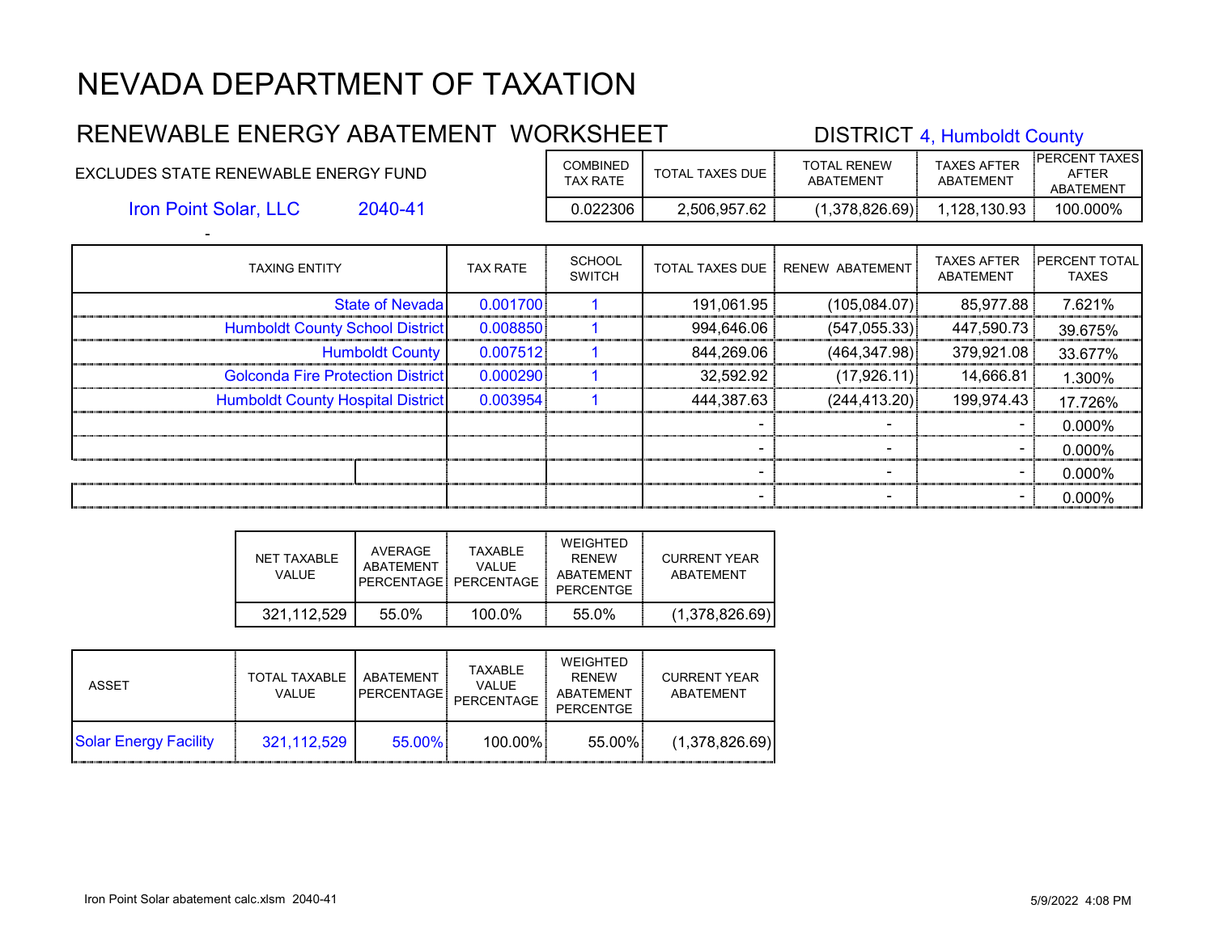# NEVADA DEPARTMENT OF TAXATION

## RENEWABLE ENERGY ABATEMENT WORKSHEET

DISTRICT 4, Humboldt County

EXCLUDES STATE RENEWABLE ENERGY FUND

Iron Point Solar, LLC 2040-41

-

| COMBINED TAX RATE | TOTAL TAXES DUE | TOTAL RENEW ABATEMENT | TAXES AFTER ABATEMENT | PERCENT TAXES AFTER ABATEMENT |
|---|---|---|---|---|
| 0.022306 | 2,506,957.62 | (1,378,826.69) | 1,128,130.93 | 100.000% |

| TAXING ENTITY | TAX RATE | SCHOOL SWITCH | TOTAL TAXES DUE | RENEW ABATEMENT | TAXES AFTER ABATEMENT | PERCENT TOTAL TAXES |
|---|---|---|---|---|---|---|
| State of Nevada | 0.001700 | 1 | 191,061.95 | (105,084.07) | 85,977.88 | 7.621% |
| Humboldt County School District | 0.008850 | 1 | 994,646.06 | (547,055.33) | 447,590.73 | 39.675% |
| Humboldt County | 0.007512 | 1 | 844,269.06 | (464,347.98) | 379,921.08 | 33.677% |
| Golconda Fire Protection District | 0.000290 | 1 | 32,592.92 | (17,926.11) | 14,666.81 | 1.300% |
| Humboldt County Hospital District | 0.003954 | 1 | 444,387.63 | (244,413.20) | 199,974.43 | 17.726% |
| | | | - | - | - | 0.000% |
| | | | - | - | - | 0.000% |
| | | | - | - | - | 0.000% |
| | | | - | - | - | 0.000% |

| NET TAXABLE VALUE | AVERAGE ABATEMENT PERCENTAGE | TAXABLE VALUE PERCENTAGE | WEIGHTED RENEW ABATEMENT PERCENTGE | CURRENT YEAR ABATEMENT |
|---|---|---|---|---|
| 321,112,529 | 55.0% | 100.0% | 55.0% | (1,378,826.69) |

| ASSET | TOTAL TAXABLE VALUE | ABATEMENT PERCENTAGE | TAXABLE VALUE PERCENTAGE | WEIGHTED RENEW ABATEMENT PERCENTGE | CURRENT YEAR ABATEMENT |
|---|---|---|---|---|---|
| Solar Energy Facility | 321,112,529 | 55.00% | 100.00% | 55.00% | (1,378,826.69) |

Iron Point Solar abatement calc.xlsm 2040-41 5/9/2022 4:08 PM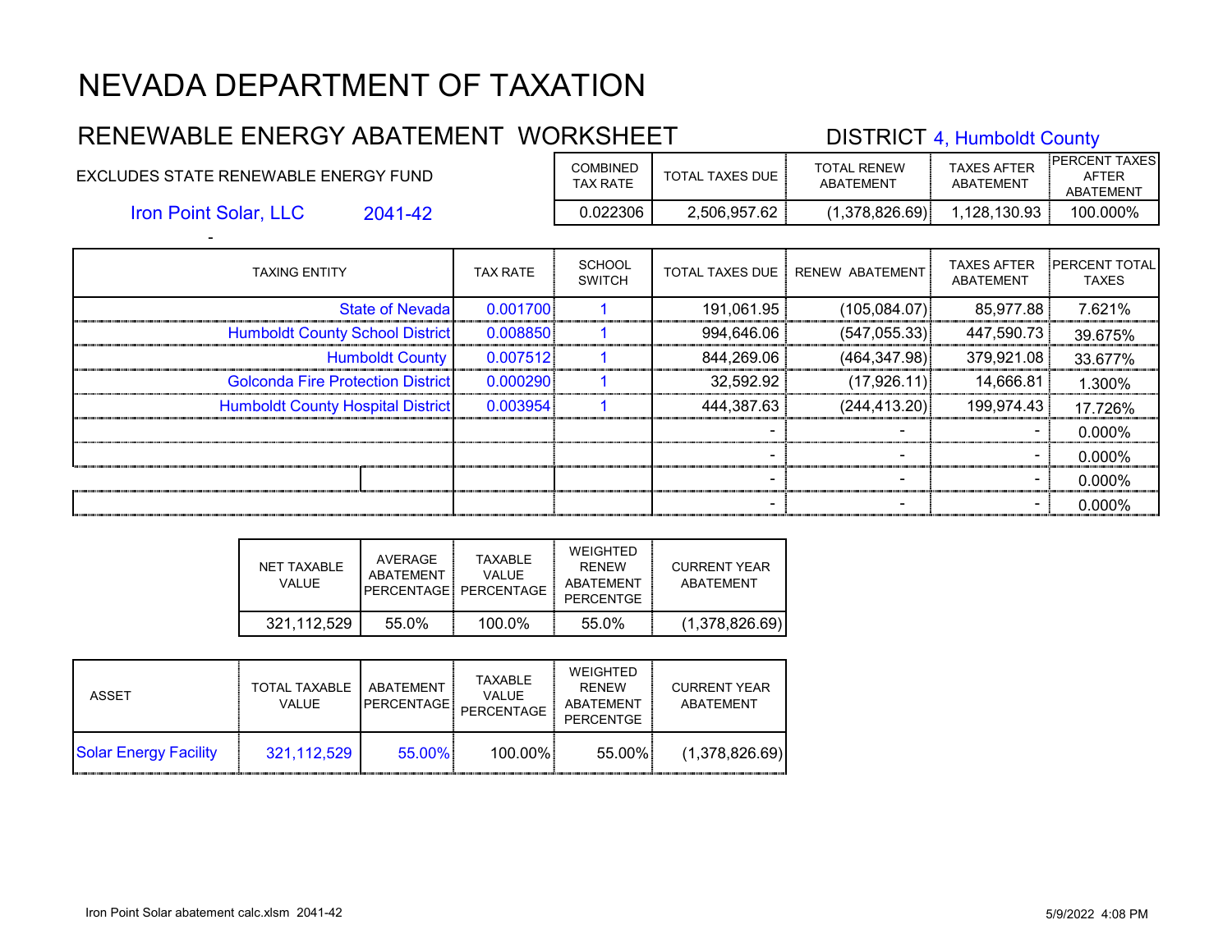# NEVADA DEPARTMENT OF TAXATION

## RENEWABLE ENERGY ABATEMENT WORKSHEET

DISTRICT 4, Humboldt County

EXCLUDES STATE RENEWABLE ENERGY FUND

Iron Point Solar, LLC 2041-42

-

| COMBINED TAX RATE | TOTAL TAXES DUE | TOTAL RENEW ABATEMENT | TAXES AFTER ABATEMENT | PERCENT TAXES AFTER ABATEMENT |
|---|---|---|---|---|
| 0.022306 | 2,506,957.62 | (1,378,826.69) | 1,128,130.93 | 100.000% |

| TAXING ENTITY | TAX RATE | SCHOOL SWITCH | TOTAL TAXES DUE | RENEW ABATEMENT | TAXES AFTER ABATEMENT | PERCENT TOTAL TAXES |
|---|---|---|---|---|---|---|
| State of Nevada | 0.001700 | 1 | 191,061.95 | (105,084.07) | 85,977.88 | 7.621% |
| Humboldt County School District | 0.008850 | 1 | 994,646.06 | (547,055.33) | 447,590.73 | 39.675% |
| Humboldt County | 0.007512 | 1 | 844,269.06 | (464,347.98) | 379,921.08 | 33.677% |
| Golconda Fire Protection District | 0.000290 | 1 | 32,592.92 | (17,926.11) | 14,666.81 | 1.300% |
| Humboldt County Hospital District | 0.003954 | 1 | 444,387.63 | (244,413.20) | 199,974.43 | 17.726% |
| | | | - | - | - | 0.000% |
| | | | - | - | - | 0.000% |
| | | | - | - | - | 0.000% |
| | | | - | - | - | 0.000% |

| NET TAXABLE VALUE | AVERAGE ABATEMENT PERCENTAGE | TAXABLE VALUE PERCENTAGE | WEIGHTED RENEW ABATEMENT PERCENTGE | CURRENT YEAR ABATEMENT |
|---|---|---|---|---|
| 321,112,529 | 55.0% | 100.0% | 55.0% | (1,378,826.69) |

| ASSET | TOTAL TAXABLE VALUE | ABATEMENT PERCENTAGE | TAXABLE VALUE PERCENTAGE | WEIGHTED RENEW ABATEMENT PERCENTGE | CURRENT YEAR ABATEMENT |
|---|---|---|---|---|---|
| Solar Energy Facility | 321,112,529 | 55.00% | 100.00% | 55.00% | (1,378,826.69) |

Iron Point Solar abatement calc.xlsm 2041-42 5/9/2022 4:08 PM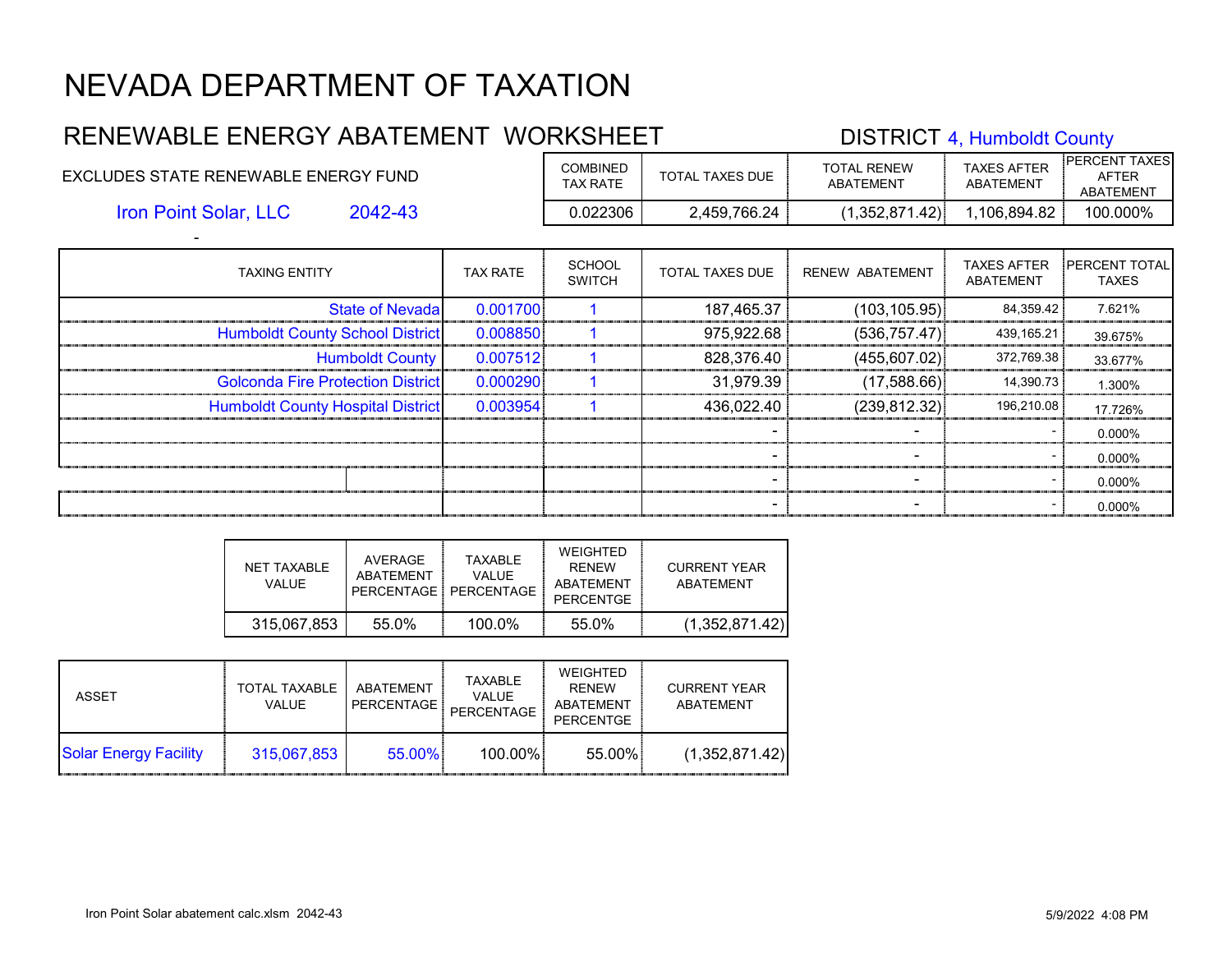# NEVADA DEPARTMENT OF TAXATION

## RENEWABLE ENERGY ABATEMENT WORKSHEET

DISTRICT 4, Humboldt County

EXCLUDES STATE RENEWABLE ENERGY FUND

Iron Point Solar, LLC 2042-43

-

| COMBINED TAX RATE | TOTAL TAXES DUE | TOTAL RENEW ABATEMENT | TAXES AFTER ABATEMENT | PERCENT TAXES AFTER ABATEMENT |
|---|---|---|---|---|
| 0.022306 | 2,459,766.24 | (1,352,871.42) | 1,106,894.82 | 100.000% |

| TAXING ENTITY | TAX RATE | SCHOOL SWITCH | TOTAL TAXES DUE | RENEW ABATEMENT | TAXES AFTER ABATEMENT | PERCENT TOTAL TAXES |
|---|---|---|---|---|---|---|
| State of Nevada | 0.001700 | 1 | 187,465.37 | (103,105.95) | 84,359.42 | 7.621% |
| Humboldt County School District | 0.008850 | 1 | 975,922.68 | (536,757.47) | 439,165.21 | 39.675% |
| Humboldt County | 0.007512 | 1 | 828,376.40 | (455,607.02) | 372,769.38 | 33.677% |
| Golconda Fire Protection District | 0.000290 | 1 | 31,979.39 | (17,588.66) | 14,390.73 | 1.300% |
| Humboldt County Hospital District | 0.003954 | 1 | 436,022.40 | (239,812.32) | 196,210.08 | 17.726% |
| | | | - | - | - | 0.000% |
| | | | - | - | - | 0.000% |
| | | | - | - | - | 0.000% |
| | | | - | - | - | 0.000% |

| NET TAXABLE VALUE | AVERAGE ABATEMENT PERCENTAGE | TAXABLE VALUE PERCENTAGE | WEIGHTED RENEW ABATEMENT PERCENTGE | CURRENT YEAR ABATEMENT |
|---|---|---|---|---|
| 315,067,853 | 55.0% | 100.0% | 55.0% | (1,352,871.42) |

| ASSET | TOTAL TAXABLE VALUE | ABATEMENT PERCENTAGE | TAXABLE VALUE PERCENTAGE | WEIGHTED RENEW ABATEMENT PERCENTGE | CURRENT YEAR ABATEMENT |
|---|---|---|---|---|---|
| Solar Energy Facility | 315,067,853 | 55.00% | 100.00% | 55.00% | (1,352,871.42) |

Iron Point Solar abatement calc.xlsm 2042-43

5/9/2022 4:08 PM